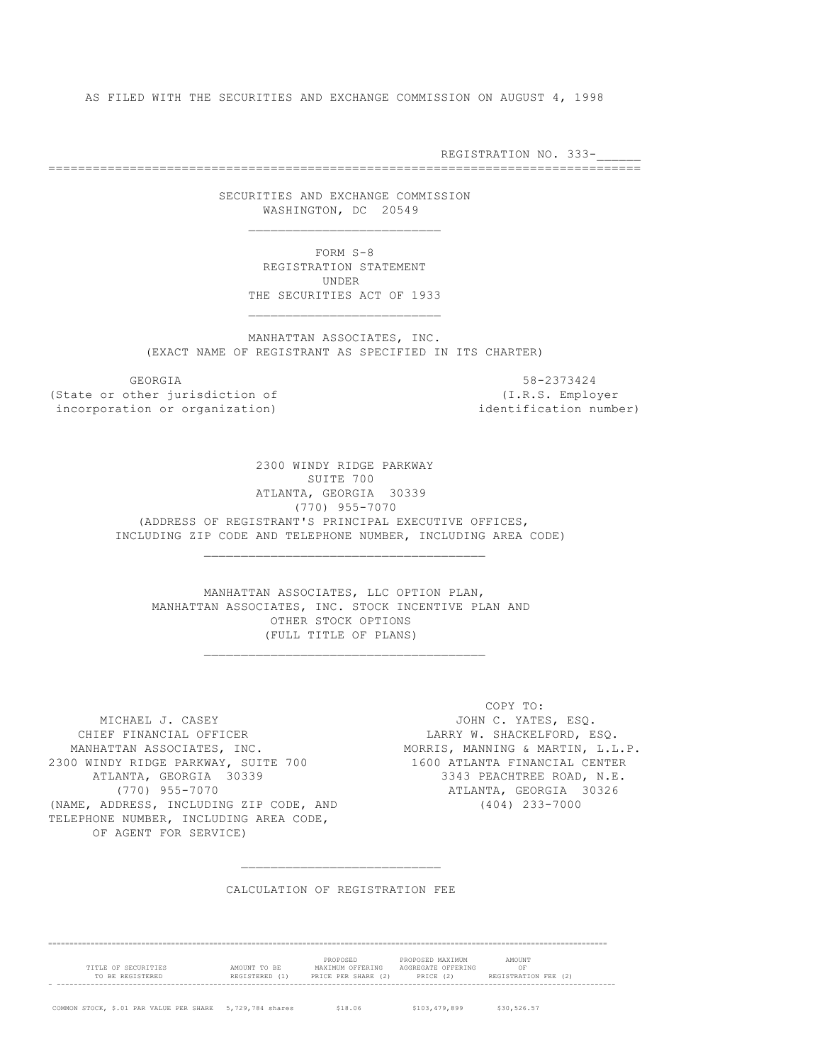AS FILED WITH THE SECURITIES AND EXCHANGE COMMISSION ON AUGUST 4, 1998

REGISTRATION NO. 333-______

---

# SECURITIES AND EXCHANGE COMMISSION
WASHINGTON, DC 20549

---

## FORM S-8
REGISTRATION STATEMENT
UNDER
THE SECURITIES ACT OF 1933

---

## MANHATTAN ASSOCIATES, INC.
(EXACT NAME OF REGISTRANT AS SPECIFIED IN ITS CHARTER)

GEORGIA
(State or other jurisdiction of incorporation or organization)

58-2373424
(I.R.S. Employer identification number)

2300 WINDY RIDGE PARKWAY
SUITE 700
ATLANTA, GEORGIA 30339
(770) 955-7070
(ADDRESS OF REGISTRANT'S PRINCIPAL EXECUTIVE OFFICES, INCLUDING ZIP CODE AND TELEPHONE NUMBER, INCLUDING AREA CODE)

---

MANHATTAN ASSOCIATES, LLC OPTION PLAN,
MANHATTAN ASSOCIATES, INC. STOCK INCENTIVE PLAN AND
OTHER STOCK OPTIONS
(FULL TITLE OF PLANS)

---

MICHAEL J. CASEY
CHIEF FINANCIAL OFFICER
MANHATTAN ASSOCIATES, INC.
2300 WINDY RIDGE PARKWAY, SUITE 700
ATLANTA, GEORGIA 30339
(770) 955-7070
(NAME, ADDRESS, INCLUDING ZIP CODE, AND TELEPHONE NUMBER, INCLUDING AREA CODE, OF AGENT FOR SERVICE)

COPY TO:
JOHN C. YATES, ESQ.
LARRY W. SHACKELFORD, ESQ.
MORRIS, MANNING & MARTIN, L.L.P.
1600 ATLANTA FINANCIAL CENTER
3343 PEACHTREE ROAD, N.E.
ATLANTA, GEORGIA 30326
(404) 233-7000

---

## CALCULATION OF REGISTRATION FEE

| TITLE OF SECURITIES TO BE REGISTERED | AMOUNT TO BE REGISTERED (1) | PROPOSED MAXIMUM OFFERING PRICE PER SHARE (2) | PROPOSED MAXIMUM AGGREGATE OFFERING PRICE (2) | AMOUNT OF REGISTRATION FEE (2) |
|---|---|---|---|---|
| COMMON STOCK, $.01 PAR VALUE PER SHARE | 5,729,784 shares | $18.06 | $103,479,899 | $30,526.57 |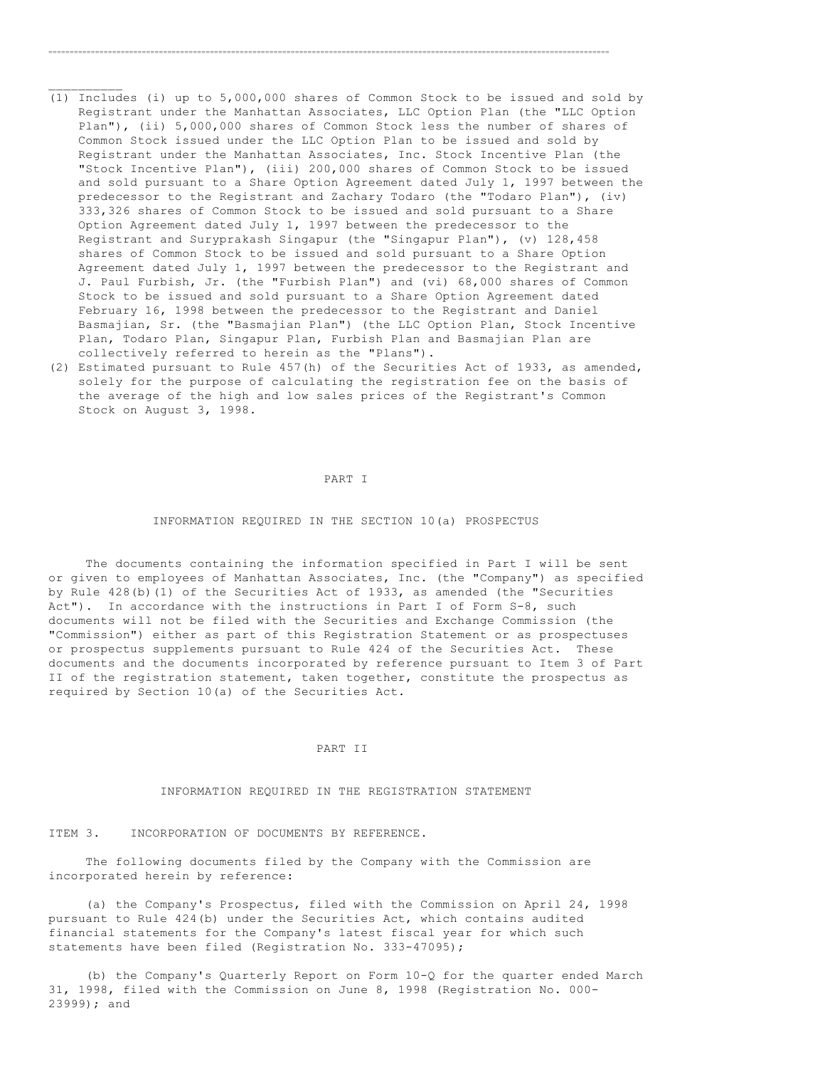---

(1) Includes (i) up to 5,000,000 shares of Common Stock to be issued and sold by Registrant under the Manhattan Associates, LLC Option Plan (the "LLC Option Plan"), (ii) 5,000,000 shares of Common Stock less the number of shares of Common Stock issued under the LLC Option Plan to be issued and sold by Registrant under the Manhattan Associates, Inc. Stock Incentive Plan (the "Stock Incentive Plan"), (iii) 200,000 shares of Common Stock to be issued and sold pursuant to a Share Option Agreement dated July 1, 1997 between the predecessor to the Registrant and Zachary Todaro (the "Todaro Plan"), (iv) 333,326 shares of Common Stock to be issued and sold pursuant to a Share Option Agreement dated July 1, 1997 between the predecessor to the Registrant and Suryprakash Singapur (the "Singapur Plan"), (v) 128,458 shares of Common Stock to be issued and sold pursuant to a Share Option Agreement dated July 1, 1997 between the predecessor to the Registrant and J. Paul Furbish, Jr. (the "Furbish Plan") and (vi) 68,000 shares of Common Stock to be issued and sold pursuant to a Share Option Agreement dated February 16, 1998 between the predecessor to the Registrant and Daniel Basmajian, Sr. (the "Basmajian Plan") (the LLC Option Plan, Stock Incentive Plan, Todaro Plan, Singapur Plan, Furbish Plan and Basmajian Plan are collectively referred to herein as the "Plans").

(2) Estimated pursuant to Rule 457(h) of the Securities Act of 1933, as amended, solely for the purpose of calculating the registration fee on the basis of the average of the high and low sales prices of the Registrant's Common Stock on August 3, 1998.

# PART I

## INFORMATION REQUIRED IN THE SECTION 10(a) PROSPECTUS

The documents containing the information specified in Part I will be sent or given to employees of Manhattan Associates, Inc. (the "Company") as specified by Rule 428(b)(1) of the Securities Act of 1933, as amended (the "Securities Act"). In accordance with the instructions in Part I of Form S-8, such documents will not be filed with the Securities and Exchange Commission (the "Commission") either as part of this Registration Statement or as prospectuses or prospectus supplements pursuant to Rule 424 of the Securities Act. These documents and the documents incorporated by reference pursuant to Item 3 of Part II of the registration statement, taken together, constitute the prospectus as required by Section 10(a) of the Securities Act.

# PART II

## INFORMATION REQUIRED IN THE REGISTRATION STATEMENT

### ITEM 3. INCORPORATION OF DOCUMENTS BY REFERENCE.

The following documents filed by the Company with the Commission are incorporated herein by reference:

(a) the Company's Prospectus, filed with the Commission on April 24, 1998 pursuant to Rule 424(b) under the Securities Act, which contains audited financial statements for the Company's latest fiscal year for which such statements have been filed (Registration No. 333-47095);

(b) the Company's Quarterly Report on Form 10-Q for the quarter ended March 31, 1998, filed with the Commission on June 8, 1998 (Registration No. 000-23999); and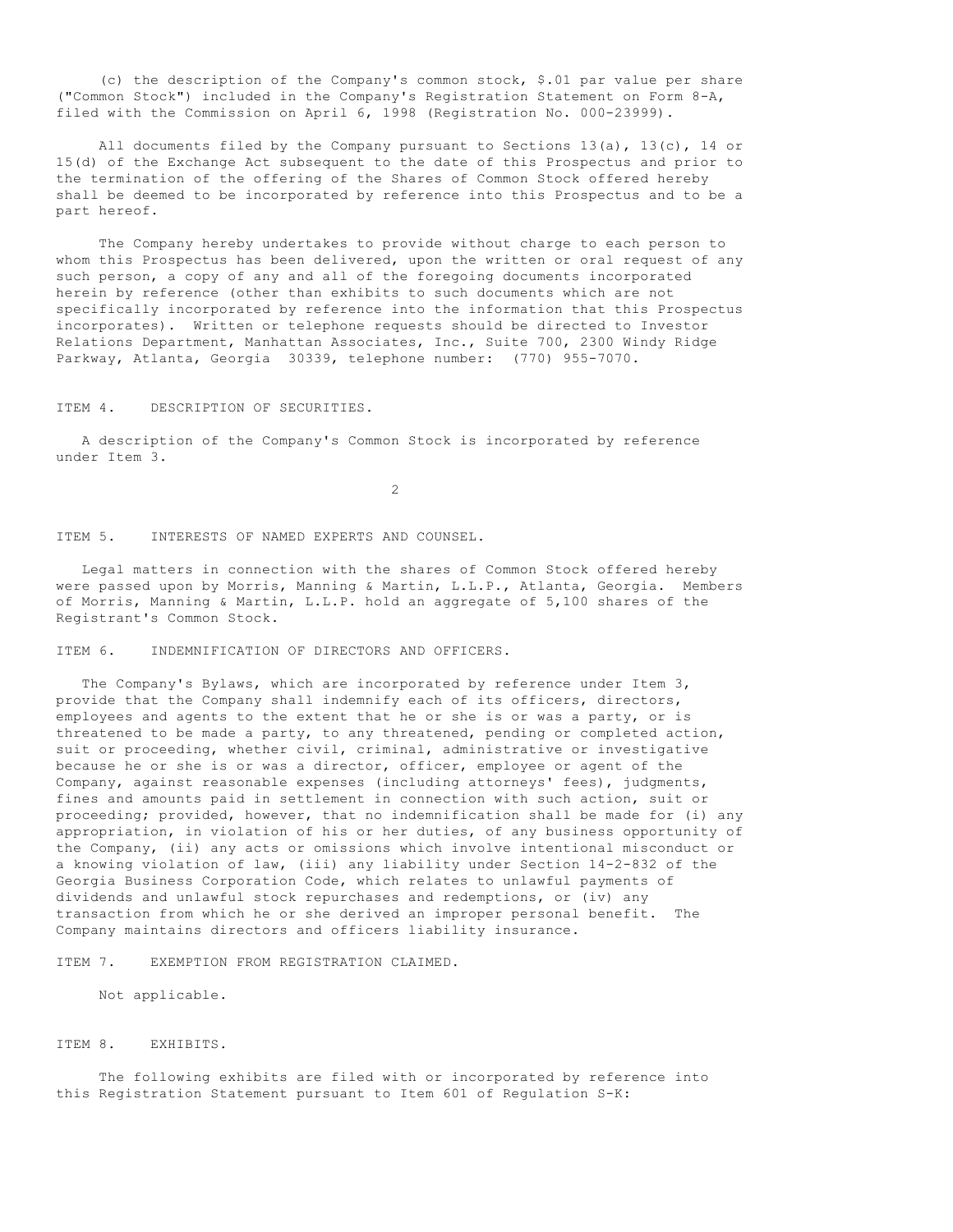(c) the description of the Company's common stock, $.01 par value per share ("Common Stock") included in the Company's Registration Statement on Form 8-A, filed with the Commission on April 6, 1998 (Registration No. 000-23999).

All documents filed by the Company pursuant to Sections 13(a), 13(c), 14 or 15(d) of the Exchange Act subsequent to the date of this Prospectus and prior to the termination of the offering of the Shares of Common Stock offered hereby shall be deemed to be incorporated by reference into this Prospectus and to be a part hereof.

The Company hereby undertakes to provide without charge to each person to whom this Prospectus has been delivered, upon the written or oral request of any such person, a copy of any and all of the foregoing documents incorporated herein by reference (other than exhibits to such documents which are not specifically incorporated by reference into the information that this Prospectus incorporates). Written or telephone requests should be directed to Investor Relations Department, Manhattan Associates, Inc., Suite 700, 2300 Windy Ridge Parkway, Atlanta, Georgia 30339, telephone number: (770) 955-7070.

## ITEM 4. DESCRIPTION OF SECURITIES.

A description of the Company's Common Stock is incorporated by reference under Item 3.

## ITEM 5. INTERESTS OF NAMED EXPERTS AND COUNSEL.

Legal matters in connection with the shares of Common Stock offered hereby were passed upon by Morris, Manning & Martin, L.L.P., Atlanta, Georgia. Members of Morris, Manning & Martin, L.L.P. hold an aggregate of 5,100 shares of the Registrant's Common Stock.

## ITEM 6. INDEMNIFICATION OF DIRECTORS AND OFFICERS.

The Company's Bylaws, which are incorporated by reference under Item 3, provide that the Company shall indemnify each of its officers, directors, employees and agents to the extent that he or she is or was a party, or is threatened to be made a party, to any threatened, pending or completed action, suit or proceeding, whether civil, criminal, administrative or investigative because he or she is or was a director, officer, employee or agent of the Company, against reasonable expenses (including attorneys' fees), judgments, fines and amounts paid in settlement in connection with such action, suit or proceeding; provided, however, that no indemnification shall be made for (i) any appropriation, in violation of his or her duties, of any business opportunity of the Company, (ii) any acts or omissions which involve intentional misconduct or a knowing violation of law, (iii) any liability under Section 14-2-832 of the Georgia Business Corporation Code, which relates to unlawful payments of dividends and unlawful stock repurchases and redemptions, or (iv) any transaction from which he or she derived an improper personal benefit. The Company maintains directors and officers liability insurance.

## ITEM 7. EXEMPTION FROM REGISTRATION CLAIMED.

Not applicable.

## ITEM 8. EXHIBITS.

The following exhibits are filed with or incorporated by reference into this Registration Statement pursuant to Item 601 of Regulation S-K: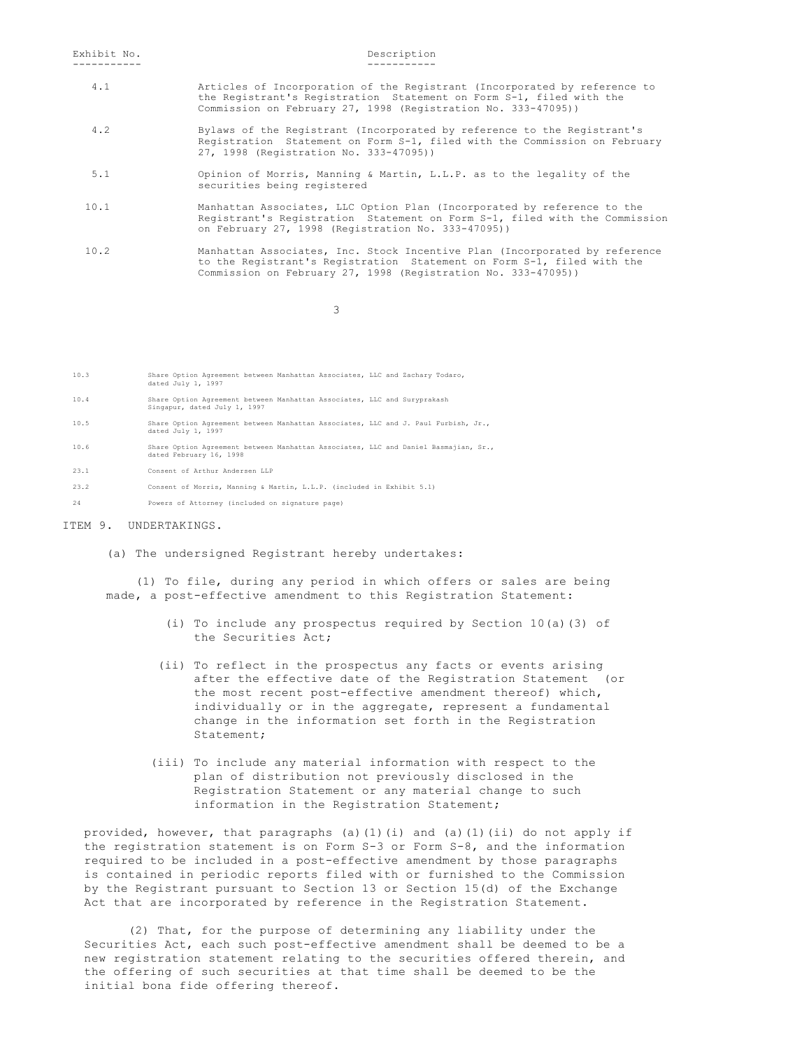| Exhibit No. | Description |
| --- | --- |
| 4.1 | Articles of Incorporation of the Registrant (Incorporated by reference to the Registrant's Registration Statement on Form S-1, filed with the Commission on February 27, 1998 (Registration No. 333-47095)) |
| 4.2 | Bylaws of the Registrant (Incorporated by reference to the Registrant's Registration Statement on Form S-1, filed with the Commission on February 27, 1998 (Registration No. 333-47095)) |
| 5.1 | Opinion of Morris, Manning & Martin, L.L.P. as to the legality of the securities being registered |
| 10.1 | Manhattan Associates, LLC Option Plan (Incorporated by reference to the Registrant's Registration Statement on Form S-1, filed with the Commission on February 27, 1998 (Registration No. 333-47095)) |
| 10.2 | Manhattan Associates, Inc. Stock Incentive Plan (Incorporated by reference to the Registrant's Registration Statement on Form S-1, filed with the Commission on February 27, 1998 (Registration No. 333-47095)) |
| 10.3 | Share Option Agreement between Manhattan Associates, LLC and Zachary Todaro, dated July 1, 1997 |
| 10.4 | Share Option Agreement between Manhattan Associates, LLC and Suryprakash Singapur, dated July 1, 1997 |
| 10.5 | Share Option Agreement between Manhattan Associates, LLC and J. Paul Furbish, Jr., dated July 1, 1997 |
| 10.6 | Share Option Agreement between Manhattan Associates, LLC and Daniel Basmajian, Sr., dated February 16, 1998 |
| 23.1 | Consent of Arthur Andersen LLP |
| 23.2 | Consent of Morris, Manning & Martin, L.L.P. (included in Exhibit 5.1) |
| 24 | Powers of Attorney (included on signature page) |

ITEM 9. UNDERTAKINGS.

(a) The undersigned Registrant hereby undertakes:

(1) To file, during any period in which offers or sales are being made, a post-effective amendment to this Registration Statement:

(i) To include any prospectus required by Section 10(a)(3) of the Securities Act;

(ii) To reflect in the prospectus any facts or events arising after the effective date of the Registration Statement (or the most recent post-effective amendment thereof) which, individually or in the aggregate, represent a fundamental change in the information set forth in the Registration Statement;

(iii) To include any material information with respect to the plan of distribution not previously disclosed in the Registration Statement or any material change to such information in the Registration Statement;

provided, however, that paragraphs (a)(1)(i) and (a)(1)(ii) do not apply if the registration statement is on Form S-3 or Form S-8, and the information required to be included in a post-effective amendment by those paragraphs is contained in periodic reports filed with or furnished to the Commission by the Registrant pursuant to Section 13 or Section 15(d) of the Exchange Act that are incorporated by reference in the Registration Statement.

(2) That, for the purpose of determining any liability under the Securities Act, each such post-effective amendment shall be deemed to be a new registration statement relating to the securities offered therein, and the offering of such securities at that time shall be deemed to be the initial bona fide offering thereof.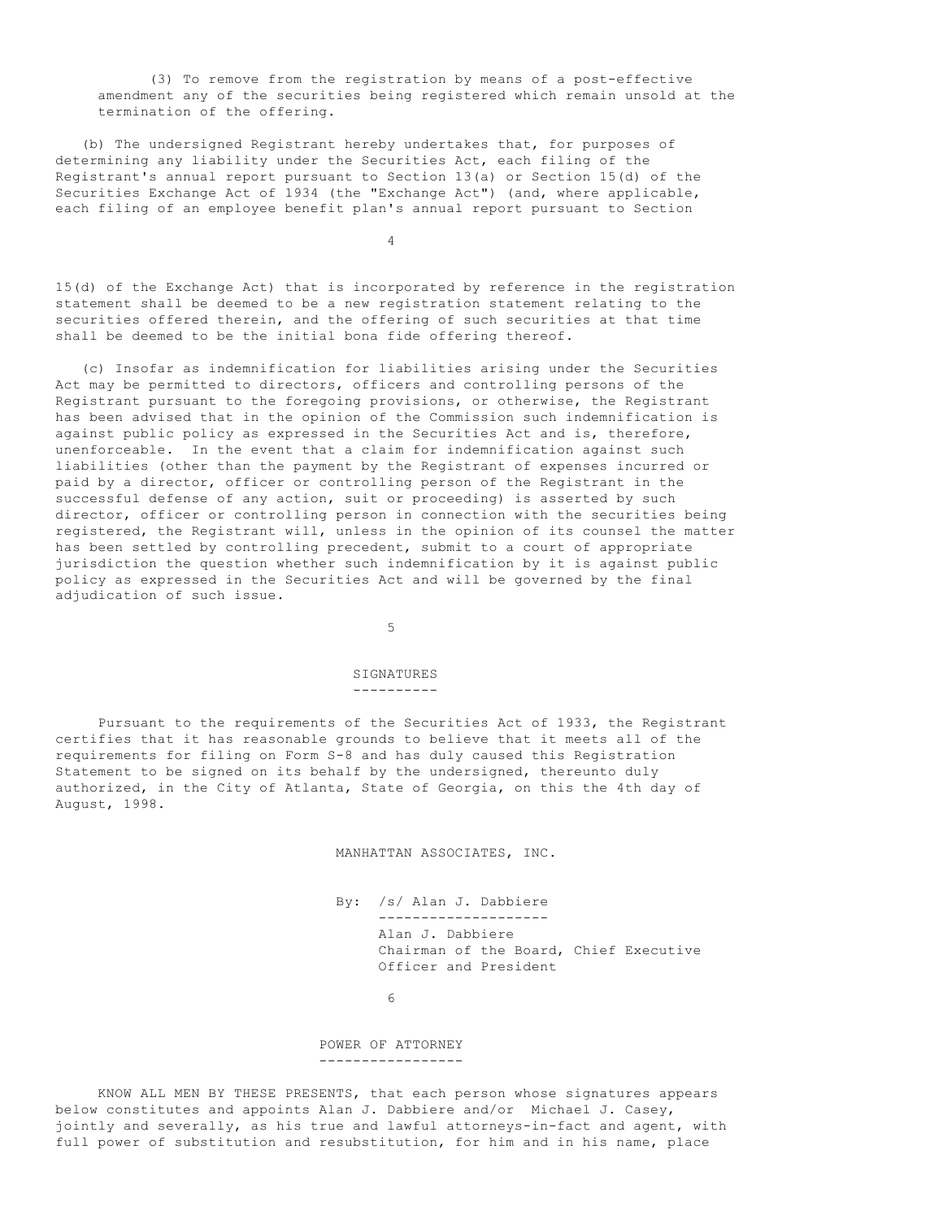(3) To remove from the registration by means of a post-effective amendment any of the securities being registered which remain unsold at the termination of the offering.

(b) The undersigned Registrant hereby undertakes that, for purposes of determining any liability under the Securities Act, each filing of the Registrant's annual report pursuant to Section 13(a) or Section 15(d) of the Securities Exchange Act of 1934 (the "Exchange Act") (and, where applicable, each filing of an employee benefit plan's annual report pursuant to Section 15(d) of the Exchange Act) that is incorporated by reference in the registration statement shall be deemed to be a new registration statement relating to the securities offered therein, and the offering of such securities at that time shall be deemed to be the initial bona fide offering thereof.

(c) Insofar as indemnification for liabilities arising under the Securities Act may be permitted to directors, officers and controlling persons of the Registrant pursuant to the foregoing provisions, or otherwise, the Registrant has been advised that in the opinion of the Commission such indemnification is against public policy as expressed in the Securities Act and is, therefore, unenforceable. In the event that a claim for indemnification against such liabilities (other than the payment by the Registrant of expenses incurred or paid by a director, officer or controlling person of the Registrant in the successful defense of any action, suit or proceeding) is asserted by such director, officer or controlling person in connection with the securities being registered, the Registrant will, unless in the opinion of its counsel the matter has been settled by controlling precedent, submit to a court of appropriate jurisdiction the question whether such indemnification by it is against public policy as expressed in the Securities Act and will be governed by the final adjudication of such issue.

## SIGNATURES

Pursuant to the requirements of the Securities Act of 1933, the Registrant certifies that it has reasonable grounds to believe that it meets all of the requirements for filing on Form S-8 and has duly caused this Registration Statement to be signed on its behalf by the undersigned, thereunto duly authorized, in the City of Atlanta, State of Georgia, on this the 4th day of August, 1998.

MANHATTAN ASSOCIATES, INC.

By: /s/ Alan J. Dabbiere
Alan J. Dabbiere
Chairman of the Board, Chief Executive Officer and President

## POWER OF ATTORNEY

KNOW ALL MEN BY THESE PRESENTS, that each person whose signatures appears below constitutes and appoints Alan J. Dabbiere and/or Michael J. Casey, jointly and severally, as his true and lawful attorneys-in-fact and agent, with full power of substitution and resubstitution, for him and in his name, place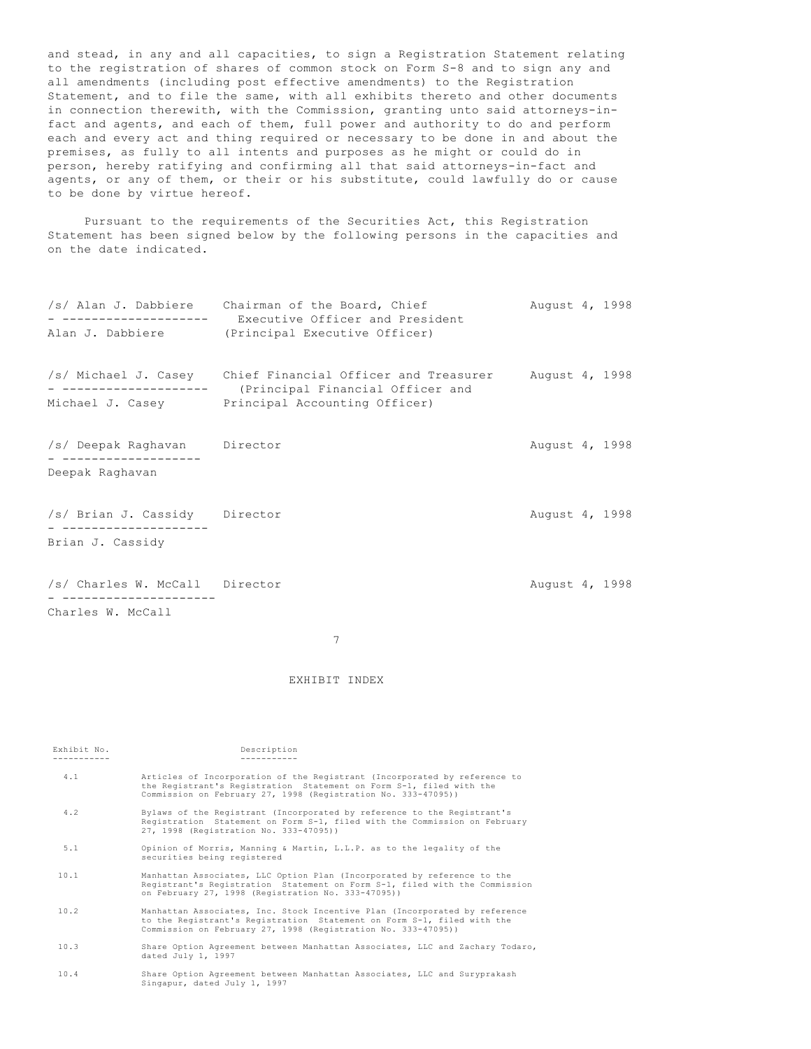and stead, in any and all capacities, to sign a Registration Statement relating to the registration of shares of common stock on Form S-8 and to sign any and all amendments (including post effective amendments) to the Registration Statement, and to file the same, with all exhibits thereto and other documents in connection therewith, with the Commission, granting unto said attorneys-in-fact and agents, and each of them, full power and authority to do and perform each and every act and thing required or necessary to be done in and about the premises, as fully to all intents and purposes as he might or could do in person, hereby ratifying and confirming all that said attorneys-in-fact and agents, or any of them, or their or his substitute, could lawfully do or cause to be done by virtue hereof.

Pursuant to the requirements of the Securities Act, this Registration Statement has been signed below by the following persons in the capacities and on the date indicated.

| | | |
|---|---|---|
| /s/ Alan J. Dabbiere<br>Alan J. Dabbiere | Chairman of the Board, Chief Executive Officer and President (Principal Executive Officer) | August 4, 1998 |
| /s/ Michael J. Casey<br>Michael J. Casey | Chief Financial Officer and Treasurer (Principal Financial Officer and Principal Accounting Officer) | August 4, 1998 |
| /s/ Deepak Raghavan<br>Deepak Raghavan | Director | August 4, 1998 |
| /s/ Brian J. Cassidy<br>Brian J. Cassidy | Director | August 4, 1998 |
| /s/ Charles W. McCall<br>Charles W. McCall | Director | August 4, 1998 |

## EXHIBIT INDEX

| Exhibit No. | Description |
|---|---|
| 4.1 | Articles of Incorporation of the Registrant (Incorporated by reference to the Registrant's Registration Statement on Form S-1, filed with the Commission on February 27, 1998 (Registration No. 333-47095)) |
| 4.2 | Bylaws of the Registrant (Incorporated by reference to the Registrant's Registration Statement on Form S-1, filed with the Commission on February 27, 1998 (Registration No. 333-47095)) |
| 5.1 | Opinion of Morris, Manning & Martin, L.L.P. as to the legality of the securities being registered |
| 10.1 | Manhattan Associates, LLC Option Plan (Incorporated by reference to the Registrant's Registration Statement on Form S-1, filed with the Commission on February 27, 1998 (Registration No. 333-47095)) |
| 10.2 | Manhattan Associates, Inc. Stock Incentive Plan (Incorporated by reference to the Registrant's Registration Statement on Form S-1, filed with the Commission on February 27, 1998 (Registration No. 333-47095)) |
| 10.3 | Share Option Agreement between Manhattan Associates, LLC and Zachary Todaro, dated July 1, 1997 |
| 10.4 | Share Option Agreement between Manhattan Associates, LLC and Suryprakash Singapur, dated July 1, 1997 |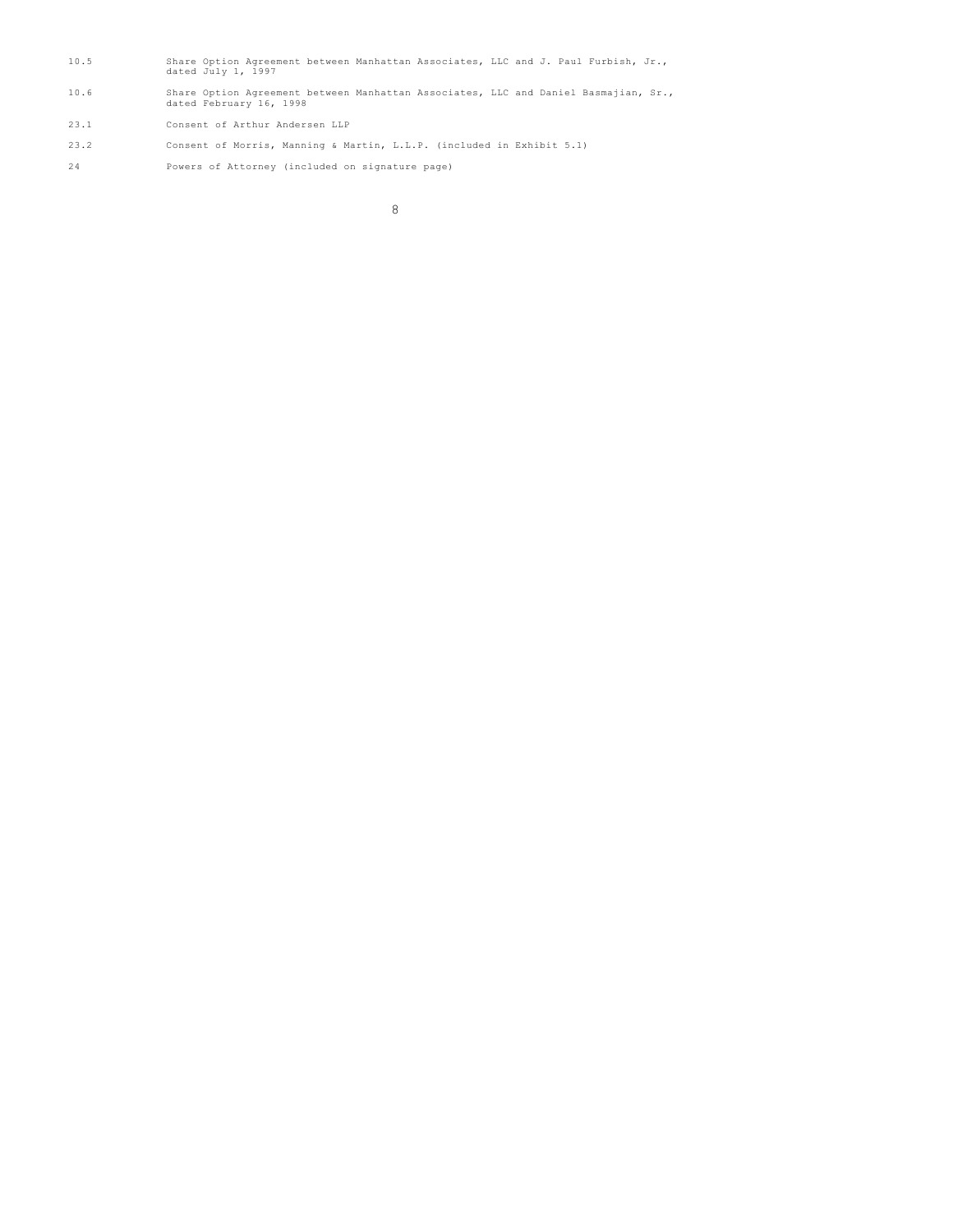| | |
|---|---|
| 10.5 | Share Option Agreement between Manhattan Associates, LLC and J. Paul Furbish, Jr., dated July 1, 1997 |
| 10.6 | Share Option Agreement between Manhattan Associates, LLC and Daniel Basmajian, Sr., dated February 16, 1998 |
| 23.1 | Consent of Arthur Andersen LLP |
| 23.2 | Consent of Morris, Manning & Martin, L.L.P. (included in Exhibit 5.1) |
| 24 | Powers of Attorney (included on signature page) |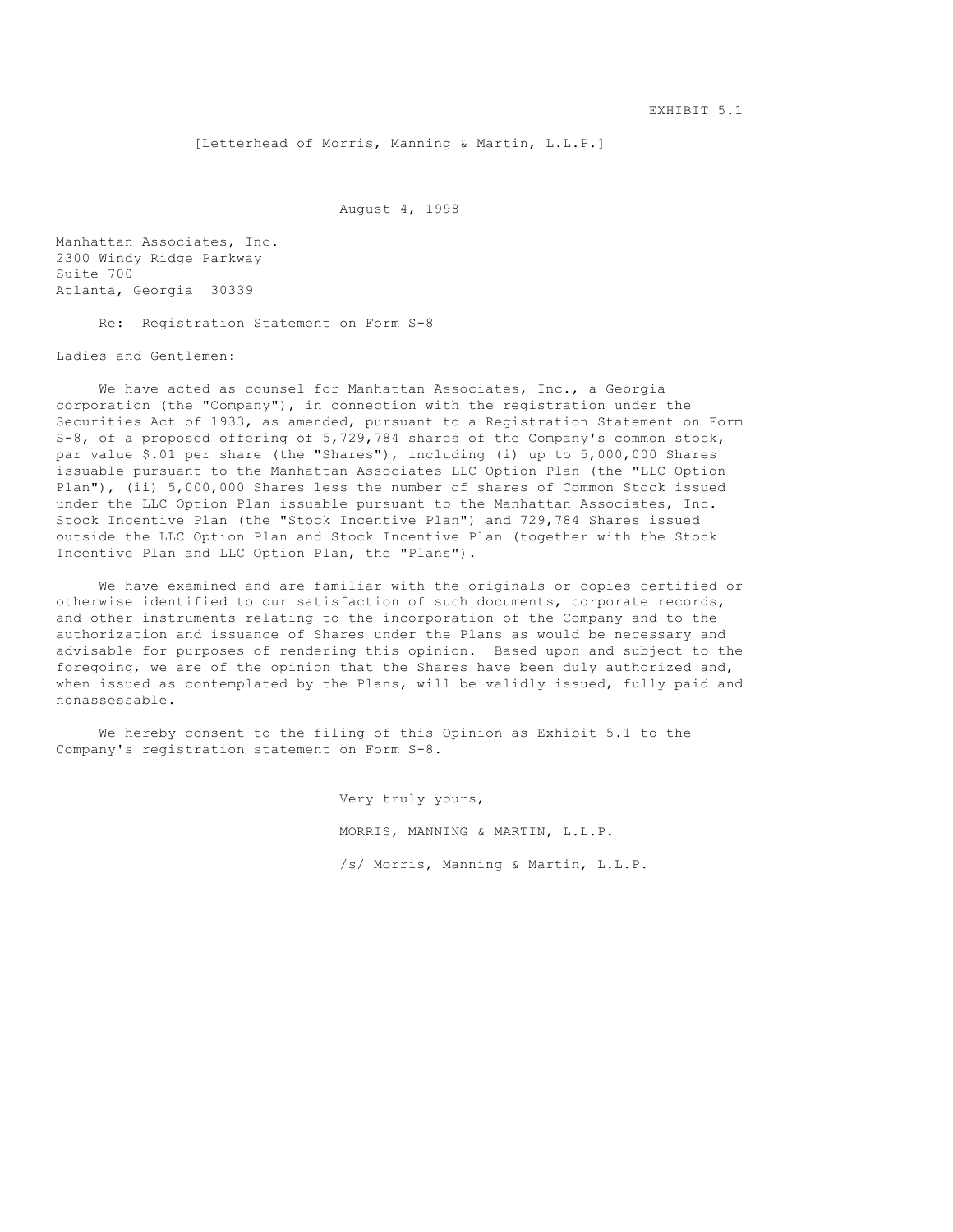EXHIBIT 5.1

[Letterhead of Morris, Manning & Martin, L.L.P.]

August 4, 1998

Manhattan Associates, Inc.
2300 Windy Ridge Parkway
Suite 700
Atlanta, Georgia 30339

Re: Registration Statement on Form S-8

Ladies and Gentlemen:

We have acted as counsel for Manhattan Associates, Inc., a Georgia corporation (the "Company"), in connection with the registration under the Securities Act of 1933, as amended, pursuant to a Registration Statement on Form S-8, of a proposed offering of 5,729,784 shares of the Company's common stock, par value $.01 per share (the "Shares"), including (i) up to 5,000,000 Shares issuable pursuant to the Manhattan Associates LLC Option Plan (the "LLC Option Plan"), (ii) 5,000,000 Shares less the number of shares of Common Stock issued under the LLC Option Plan issuable pursuant to the Manhattan Associates, Inc. Stock Incentive Plan (the "Stock Incentive Plan") and 729,784 Shares issued outside the LLC Option Plan and Stock Incentive Plan (together with the Stock Incentive Plan and LLC Option Plan, the "Plans").

We have examined and are familiar with the originals or copies certified or otherwise identified to our satisfaction of such documents, corporate records, and other instruments relating to the incorporation of the Company and to the authorization and issuance of Shares under the Plans as would be necessary and advisable for purposes of rendering this opinion. Based upon and subject to the foregoing, we are of the opinion that the Shares have been duly authorized and, when issued as contemplated by the Plans, will be validly issued, fully paid and nonassessable.

We hereby consent to the filing of this Opinion as Exhibit 5.1 to the Company's registration statement on Form S-8.

Very truly yours,

MORRIS, MANNING & MARTIN, L.L.P.

/s/ Morris, Manning & Martin, L.L.P.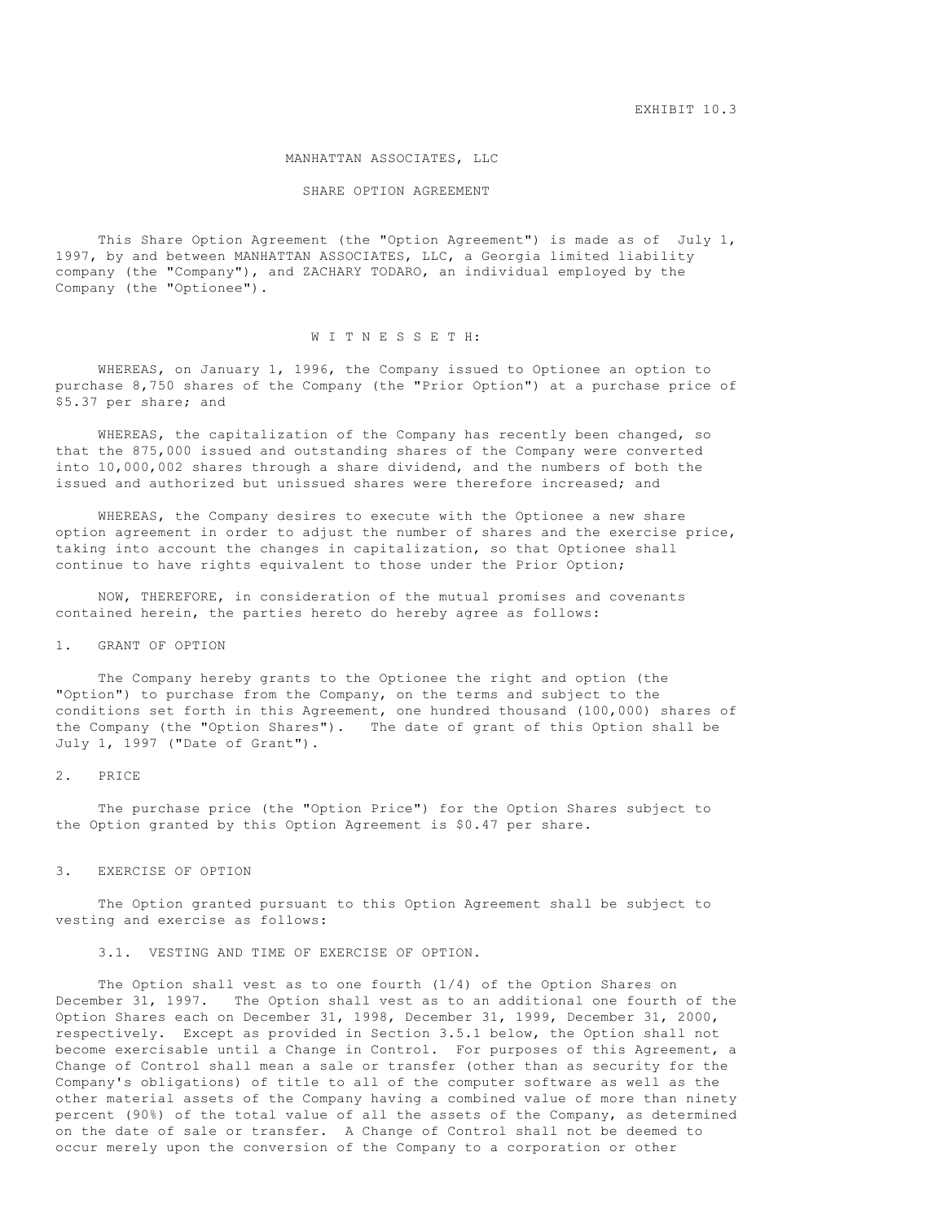EXHIBIT 10.3

# MANHATTAN ASSOCIATES, LLC

## SHARE OPTION AGREEMENT

This Share Option Agreement (the "Option Agreement") is made as of July 1, 1997, by and between MANHATTAN ASSOCIATES, LLC, a Georgia limited liability company (the "Company"), and ZACHARY TODARO, an individual employed by the Company (the "Optionee").

W I T N E S S E T H:

WHEREAS, on January 1, 1996, the Company issued to Optionee an option to purchase 8,750 shares of the Company (the "Prior Option") at a purchase price of $5.37 per share; and

WHEREAS, the capitalization of the Company has recently been changed, so that the 875,000 issued and outstanding shares of the Company were converted into 10,000,002 shares through a share dividend, and the numbers of both the issued and authorized but unissued shares were therefore increased; and

WHEREAS, the Company desires to execute with the Optionee a new share option agreement in order to adjust the number of shares and the exercise price, taking into account the changes in capitalization, so that Optionee shall continue to have rights equivalent to those under the Prior Option;

NOW, THEREFORE, in consideration of the mutual promises and covenants contained herein, the parties hereto do hereby agree as follows:

### 1. GRANT OF OPTION

The Company hereby grants to the Optionee the right and option (the "Option") to purchase from the Company, on the terms and subject to the conditions set forth in this Agreement, one hundred thousand (100,000) shares of the Company (the "Option Shares"). The date of grant of this Option shall be July 1, 1997 ("Date of Grant").

### 2. PRICE

The purchase price (the "Option Price") for the Option Shares subject to the Option granted by this Option Agreement is $0.47 per share.

### 3. EXERCISE OF OPTION

The Option granted pursuant to this Option Agreement shall be subject to vesting and exercise as follows:

#### 3.1. VESTING AND TIME OF EXERCISE OF OPTION.

The Option shall vest as to one fourth (1/4) of the Option Shares on December 31, 1997. The Option shall vest as to an additional one fourth of the Option Shares each on December 31, 1998, December 31, 1999, December 31, 2000, respectively. Except as provided in Section 3.5.1 below, the Option shall not become exercisable until a Change in Control. For purposes of this Agreement, a Change of Control shall mean a sale or transfer (other than as security for the Company's obligations) of title to all of the computer software as well as the other material assets of the Company having a combined value of more than ninety percent (90%) of the total value of all the assets of the Company, as determined on the date of sale or transfer. A Change of Control shall not be deemed to occur merely upon the conversion of the Company to a corporation or other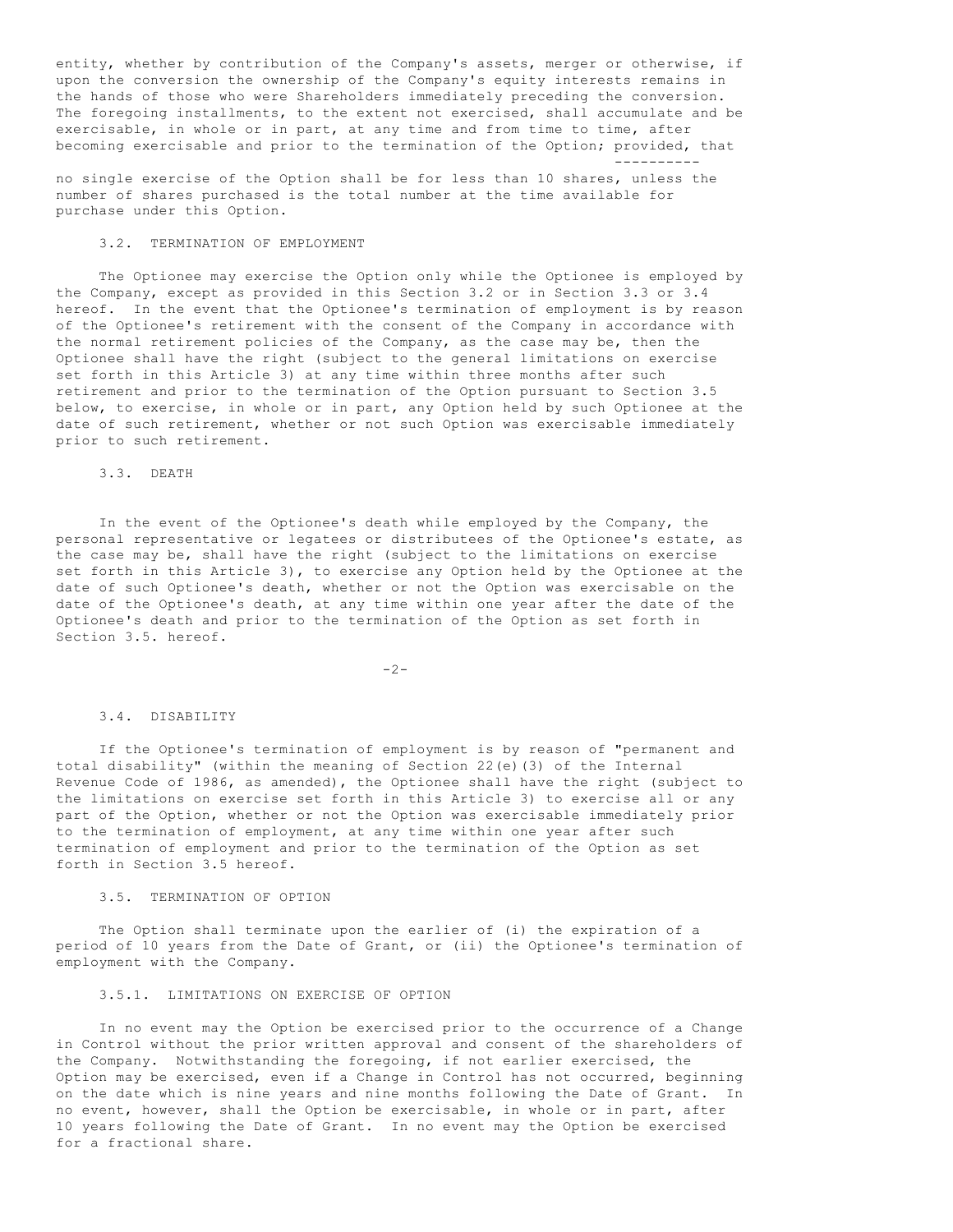entity, whether by contribution of the Company's assets, merger or otherwise, if upon the conversion the ownership of the Company's equity interests remains in the hands of those who were Shareholders immediately preceding the conversion. The foregoing installments, to the extent not exercised, shall accumulate and be exercisable, in whole or in part, at any time and from time to time, after becoming exercisable and prior to the termination of the Option; _provided_, that no single exercise of the Option shall be for less than 10 shares, unless the number of shares purchased is the total number at the time available for purchase under this Option.

### 3.2. TERMINATION OF EMPLOYMENT

The Optionee may exercise the Option only while the Optionee is employed by the Company, except as provided in this Section 3.2 or in Section 3.3 or 3.4 hereof. In the event that the Optionee's termination of employment is by reason of the Optionee's retirement with the consent of the Company in accordance with the normal retirement policies of the Company, as the case may be, then the Optionee shall have the right (subject to the general limitations on exercise set forth in this Article 3) at any time within three months after such retirement and prior to the termination of the Option pursuant to Section 3.5 below, to exercise, in whole or in part, any Option held by such Optionee at the date of such retirement, whether or not such Option was exercisable immediately prior to such retirement.

### 3.3. DEATH

In the event of the Optionee's death while employed by the Company, the personal representative or legatees or distributees of the Optionee's estate, as the case may be, shall have the right (subject to the limitations on exercise set forth in this Article 3), to exercise any Option held by the Optionee at the date of such Optionee's death, whether or not the Option was exercisable on the date of the Optionee's death, at any time within one year after the date of the Optionee's death and prior to the termination of the Option as set forth in Section 3.5. hereof.

### 3.4. DISABILITY

If the Optionee's termination of employment is by reason of "permanent and total disability" (within the meaning of Section 22(e)(3) of the Internal Revenue Code of 1986, as amended), the Optionee shall have the right (subject to the limitations on exercise set forth in this Article 3) to exercise all or any part of the Option, whether or not the Option was exercisable immediately prior to the termination of employment, at any time within one year after such termination of employment and prior to the termination of the Option as set forth in Section 3.5 hereof.

### 3.5. TERMINATION OF OPTION

The Option shall terminate upon the earlier of (i) the expiration of a period of 10 years from the Date of Grant, or (ii) the Optionee's termination of employment with the Company.

#### 3.5.1. LIMITATIONS ON EXERCISE OF OPTION

In no event may the Option be exercised prior to the occurrence of a Change in Control without the prior written approval and consent of the shareholders of the Company. Notwithstanding the foregoing, if not earlier exercised, the Option may be exercised, even if a Change in Control has not occurred, beginning on the date which is nine years and nine months following the Date of Grant. In no event, however, shall the Option be exercisable, in whole or in part, after 10 years following the Date of Grant. In no event may the Option be exercised for a fractional share.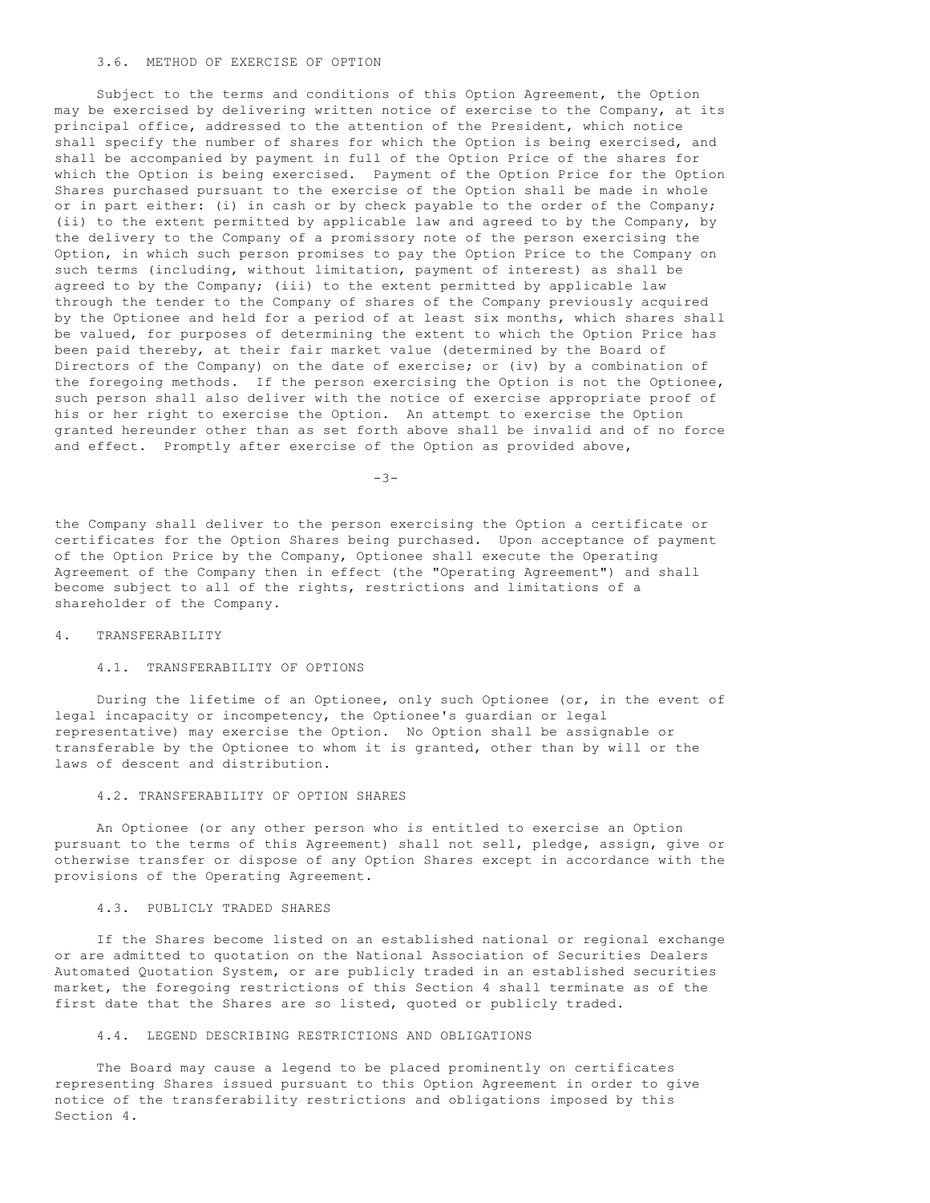### 3.6. METHOD OF EXERCISE OF OPTION

Subject to the terms and conditions of this Option Agreement, the Option may be exercised by delivering written notice of exercise to the Company, at its principal office, addressed to the attention of the President, which notice shall specify the number of shares for which the Option is being exercised, and shall be accompanied by payment in full of the Option Price of the shares for which the Option is being exercised. Payment of the Option Price for the Option Shares purchased pursuant to the exercise of the Option shall be made in whole or in part either: (i) in cash or by check payable to the order of the Company; (ii) to the extent permitted by applicable law and agreed to by the Company, by the delivery to the Company of a promissory note of the person exercising the Option, in which such person promises to pay the Option Price to the Company on such terms (including, without limitation, payment of interest) as shall be agreed to by the Company; (iii) to the extent permitted by applicable law through the tender to the Company of shares of the Company previously acquired by the Optionee and held for a period of at least six months, which shares shall be valued, for purposes of determining the extent to which the Option Price has been paid thereby, at their fair market value (determined by the Board of Directors of the Company) on the date of exercise; or (iv) by a combination of the foregoing methods. If the person exercising the Option is not the Optionee, such person shall also deliver with the notice of exercise appropriate proof of his or her right to exercise the Option. An attempt to exercise the Option granted hereunder other than as set forth above shall be invalid and of no force and effect. Promptly after exercise of the Option as provided above, the Company shall deliver to the person exercising the Option a certificate or certificates for the Option Shares being purchased. Upon acceptance of payment of the Option Price by the Company, Optionee shall execute the Operating Agreement of the Company then in effect (the "Operating Agreement") and shall become subject to all of the rights, restrictions and limitations of a shareholder of the Company.

## 4. TRANSFERABILITY

### 4.1. TRANSFERABILITY OF OPTIONS

During the lifetime of an Optionee, only such Optionee (or, in the event of legal incapacity or incompetency, the Optionee's guardian or legal representative) may exercise the Option. No Option shall be assignable or transferable by the Optionee to whom it is granted, other than by will or the laws of descent and distribution.

### 4.2. TRANSFERABILITY OF OPTION SHARES

An Optionee (or any other person who is entitled to exercise an Option pursuant to the terms of this Agreement) shall not sell, pledge, assign, give or otherwise transfer or dispose of any Option Shares except in accordance with the provisions of the Operating Agreement.

### 4.3. PUBLICLY TRADED SHARES

If the Shares become listed on an established national or regional exchange or are admitted to quotation on the National Association of Securities Dealers Automated Quotation System, or are publicly traded in an established securities market, the foregoing restrictions of this Section 4 shall terminate as of the first date that the Shares are so listed, quoted or publicly traded.

### 4.4. LEGEND DESCRIBING RESTRICTIONS AND OBLIGATIONS

The Board may cause a legend to be placed prominently on certificates representing Shares issued pursuant to this Option Agreement in order to give notice of the transferability restrictions and obligations imposed by this Section 4.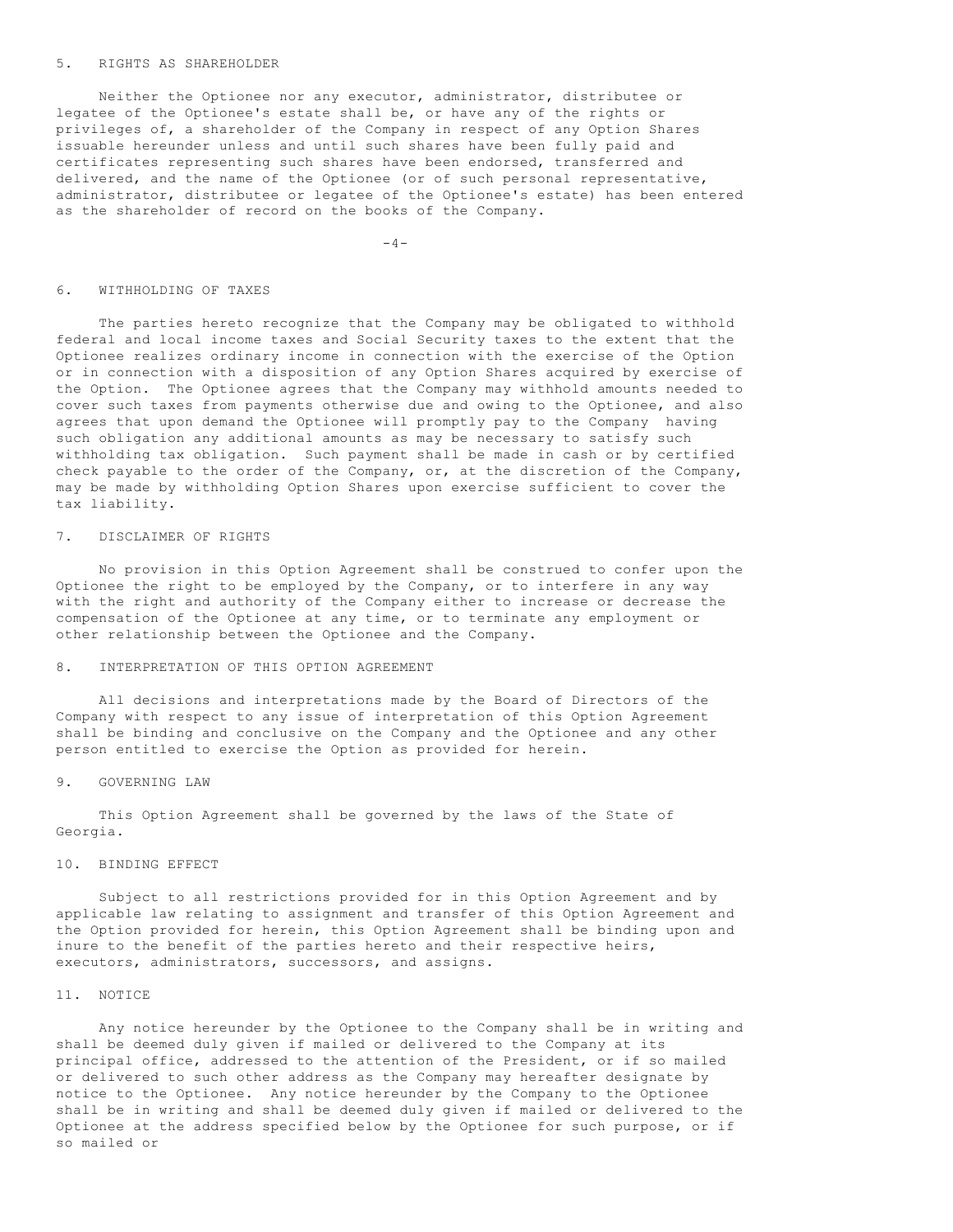## 5. RIGHTS AS SHAREHOLDER

Neither the Optionee nor any executor, administrator, distributee or legatee of the Optionee's estate shall be, or have any of the rights or privileges of, a shareholder of the Company in respect of any Option Shares issuable hereunder unless and until such shares have been fully paid and certificates representing such shares have been endorsed, transferred and delivered, and the name of the Optionee (or of such personal representative, administrator, distributee or legatee of the Optionee's estate) has been entered as the shareholder of record on the books of the Company.

## 6. WITHHOLDING OF TAXES

The parties hereto recognize that the Company may be obligated to withhold federal and local income taxes and Social Security taxes to the extent that the Optionee realizes ordinary income in connection with the exercise of the Option or in connection with a disposition of any Option Shares acquired by exercise of the Option. The Optionee agrees that the Company may withhold amounts needed to cover such taxes from payments otherwise due and owing to the Optionee, and also agrees that upon demand the Optionee will promptly pay to the Company having such obligation any additional amounts as may be necessary to satisfy such withholding tax obligation. Such payment shall be made in cash or by certified check payable to the order of the Company, or, at the discretion of the Company, may be made by withholding Option Shares upon exercise sufficient to cover the tax liability.

## 7. DISCLAIMER OF RIGHTS

No provision in this Option Agreement shall be construed to confer upon the Optionee the right to be employed by the Company, or to interfere in any way with the right and authority of the Company either to increase or decrease the compensation of the Optionee at any time, or to terminate any employment or other relationship between the Optionee and the Company.

## 8. INTERPRETATION OF THIS OPTION AGREEMENT

All decisions and interpretations made by the Board of Directors of the Company with respect to any issue of interpretation of this Option Agreement shall be binding and conclusive on the Company and the Optionee and any other person entitled to exercise the Option as provided for herein.

## 9. GOVERNING LAW

This Option Agreement shall be governed by the laws of the State of Georgia.

## 10. BINDING EFFECT

Subject to all restrictions provided for in this Option Agreement and by applicable law relating to assignment and transfer of this Option Agreement and the Option provided for herein, this Option Agreement shall be binding upon and inure to the benefit of the parties hereto and their respective heirs, executors, administrators, successors, and assigns.

## 11. NOTICE

Any notice hereunder by the Optionee to the Company shall be in writing and shall be deemed duly given if mailed or delivered to the Company at its principal office, addressed to the attention of the President, or if so mailed or delivered to such other address as the Company may hereafter designate by notice to the Optionee. Any notice hereunder by the Company to the Optionee shall be in writing and shall be deemed duly given if mailed or delivered to the Optionee at the address specified below by the Optionee for such purpose, or if so mailed or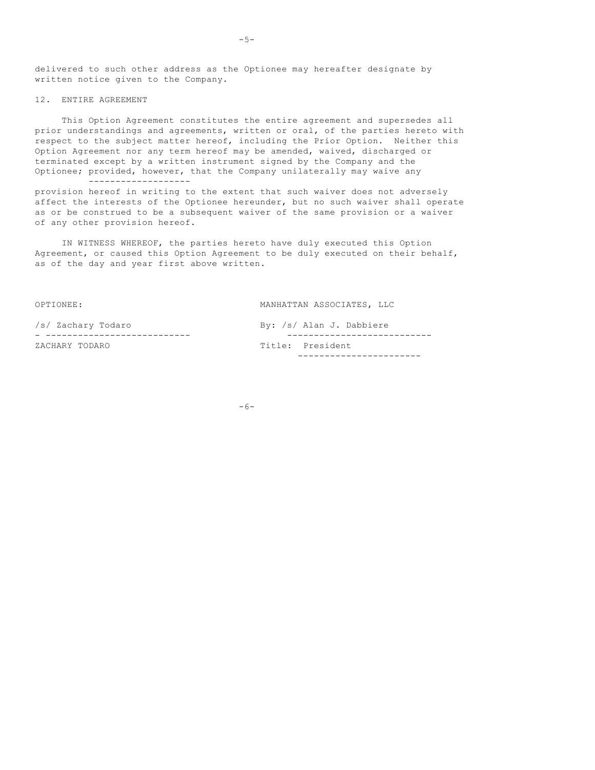delivered to such other address as the Optionee may hereafter designate by written notice given to the Company.

## 12. ENTIRE AGREEMENT

This Option Agreement constitutes the entire agreement and supersedes all prior understandings and agreements, written or oral, of the parties hereto with respect to the subject matter hereof, including the Prior Option. Neither this Option Agreement nor any term hereof may be amended, waived, discharged or terminated except by a written instrument signed by the Company and the Optionee; *provided, however*, that the Company unilaterally may waive any provision hereof in writing to the extent that such waiver does not adversely affect the interests of the Optionee hereunder, but no such waiver shall operate as or be construed to be a subsequent waiver of the same provision or a waiver of any other provision hereof.

IN WITNESS WHEREOF, the parties hereto have duly executed this Option Agreement, or caused this Option Agreement to be duly executed on their behalf, as of the day and year first above written.

| OPTIONEE: | MANHATTAN ASSOCIATES, LLC |
|---|---|
| /s/ Zachary Todaro | By: /s/ Alan J. Dabbiere |
| ZACHARY TODARO | Title: President |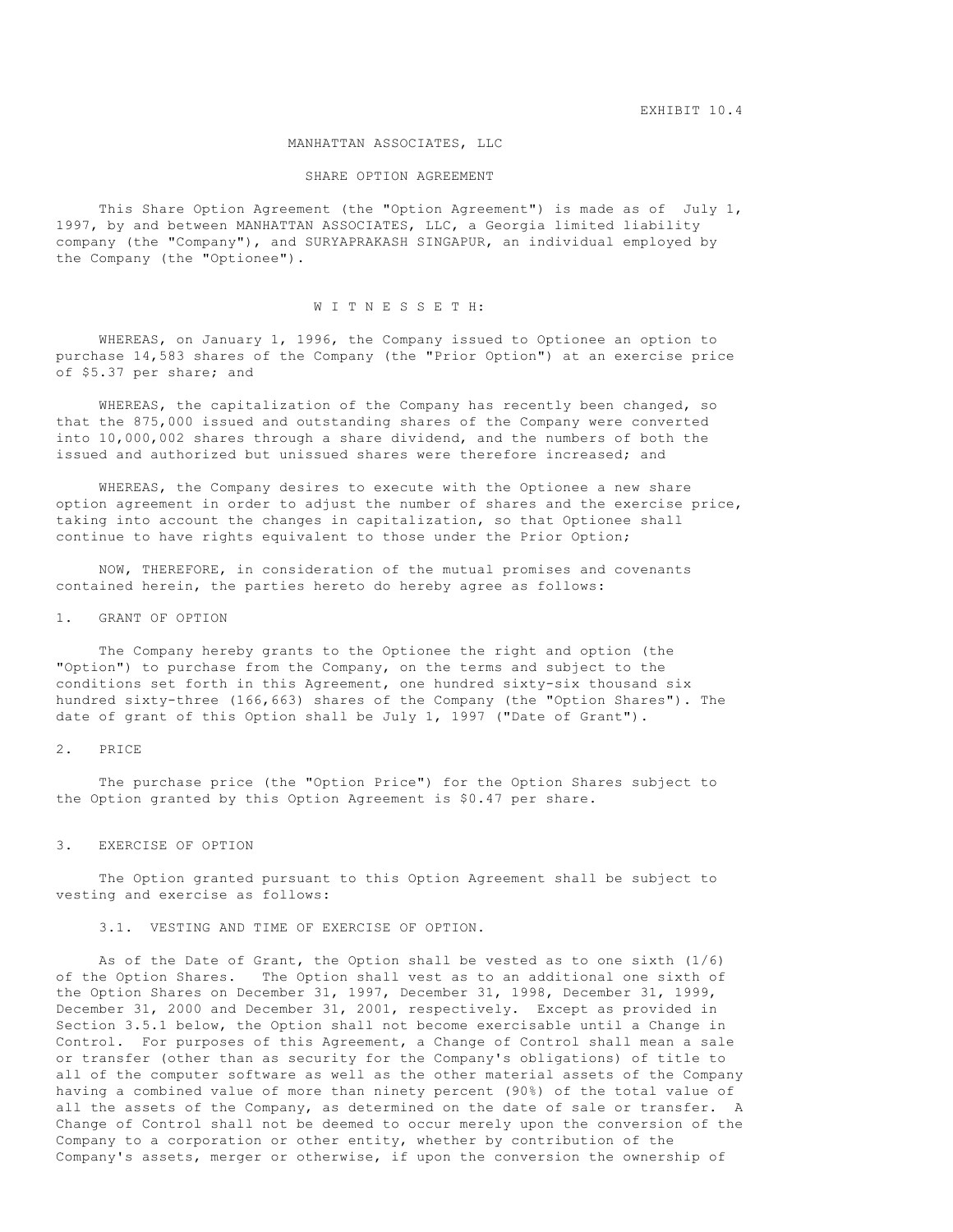EXHIBIT 10.4

MANHATTAN ASSOCIATES, LLC

SHARE OPTION AGREEMENT

This Share Option Agreement (the "Option Agreement") is made as of July 1, 1997, by and between MANHATTAN ASSOCIATES, LLC, a Georgia limited liability company (the "Company"), and SURYAPRAKASH SINGAPUR, an individual employed by the Company (the "Optionee").

W I T N E S S E T H:

WHEREAS, on January 1, 1996, the Company issued to Optionee an option to purchase 14,583 shares of the Company (the "Prior Option") at an exercise price of $5.37 per share; and

WHEREAS, the capitalization of the Company has recently been changed, so that the 875,000 issued and outstanding shares of the Company were converted into 10,000,002 shares through a share dividend, and the numbers of both the issued and authorized but unissued shares were therefore increased; and

WHEREAS, the Company desires to execute with the Optionee a new share option agreement in order to adjust the number of shares and the exercise price, taking into account the changes in capitalization, so that Optionee shall continue to have rights equivalent to those under the Prior Option;

NOW, THEREFORE, in consideration of the mutual promises and covenants contained herein, the parties hereto do hereby agree as follows:

1. GRANT OF OPTION

The Company hereby grants to the Optionee the right and option (the "Option") to purchase from the Company, on the terms and subject to the conditions set forth in this Agreement, one hundred sixty-six thousand six hundred sixty-three (166,663) shares of the Company (the "Option Shares"). The date of grant of this Option shall be July 1, 1997 ("Date of Grant").

2. PRICE

The purchase price (the "Option Price") for the Option Shares subject to the Option granted by this Option Agreement is $0.47 per share.

3. EXERCISE OF OPTION

The Option granted pursuant to this Option Agreement shall be subject to vesting and exercise as follows:

3.1. VESTING AND TIME OF EXERCISE OF OPTION.

As of the Date of Grant, the Option shall be vested as to one sixth (1/6) of the Option Shares. The Option shall vest as to an additional one sixth of the Option Shares on December 31, 1997, December 31, 1998, December 31, 1999, December 31, 2000 and December 31, 2001, respectively. Except as provided in Section 3.5.1 below, the Option shall not become exercisable until a Change in Control. For purposes of this Agreement, a Change of Control shall mean a sale or transfer (other than as security for the Company's obligations) of title to all of the computer software as well as the other material assets of the Company having a combined value of more than ninety percent (90%) of the total value of all the assets of the Company, as determined on the date of sale or transfer. A Change of Control shall not be deemed to occur merely upon the conversion of the Company to a corporation or other entity, whether by contribution of the Company's assets, merger or otherwise, if upon the conversion the ownership of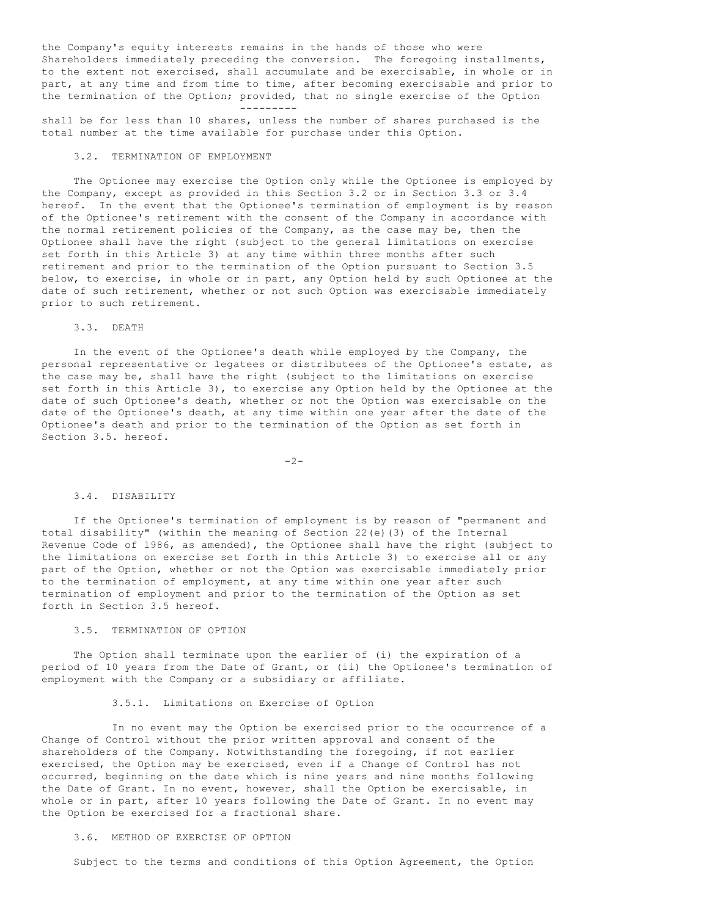the Company's equity interests remains in the hands of those who were Shareholders immediately preceding the conversion. The foregoing installments, to the extent not exercised, shall accumulate and be exercisable, in whole or in part, at any time and from time to time, after becoming exercisable and prior to the termination of the Option; _provided_, that no single exercise of the Option shall be for less than 10 shares, unless the number of shares purchased is the total number at the time available for purchase under this Option.

### 3.2. TERMINATION OF EMPLOYMENT

The Optionee may exercise the Option only while the Optionee is employed by the Company, except as provided in this Section 3.2 or in Section 3.3 or 3.4 hereof. In the event that the Optionee's termination of employment is by reason of the Optionee's retirement with the consent of the Company in accordance with the normal retirement policies of the Company, as the case may be, then the Optionee shall have the right (subject to the general limitations on exercise set forth in this Article 3) at any time within three months after such retirement and prior to the termination of the Option pursuant to Section 3.5 below, to exercise, in whole or in part, any Option held by such Optionee at the date of such retirement, whether or not such Option was exercisable immediately prior to such retirement.

### 3.3. DEATH

In the event of the Optionee's death while employed by the Company, the personal representative or legatees or distributees of the Optionee's estate, as the case may be, shall have the right (subject to the limitations on exercise set forth in this Article 3), to exercise any Option held by the Optionee at the date of such Optionee's death, whether or not the Option was exercisable on the date of the Optionee's death, at any time within one year after the date of the Optionee's death and prior to the termination of the Option as set forth in Section 3.5. hereof.

### 3.4. DISABILITY

If the Optionee's termination of employment is by reason of "permanent and total disability" (within the meaning of Section 22(e)(3) of the Internal Revenue Code of 1986, as amended), the Optionee shall have the right (subject to the limitations on exercise set forth in this Article 3) to exercise all or any part of the Option, whether or not the Option was exercisable immediately prior to the termination of employment, at any time within one year after such termination of employment and prior to the termination of the Option as set forth in Section 3.5 hereof.

### 3.5. TERMINATION OF OPTION

The Option shall terminate upon the earlier of (i) the expiration of a period of 10 years from the Date of Grant, or (ii) the Optionee's termination of employment with the Company or a subsidiary or affiliate.

#### 3.5.1. Limitations on Exercise of Option

In no event may the Option be exercised prior to the occurrence of a Change of Control without the prior written approval and consent of the shareholders of the Company. Notwithstanding the foregoing, if not earlier exercised, the Option may be exercised, even if a Change of Control has not occurred, beginning on the date which is nine years and nine months following the Date of Grant. In no event, however, shall the Option be exercisable, in whole or in part, after 10 years following the Date of Grant. In no event may the Option be exercised for a fractional share.

### 3.6. METHOD OF EXERCISE OF OPTION

Subject to the terms and conditions of this Option Agreement, the Option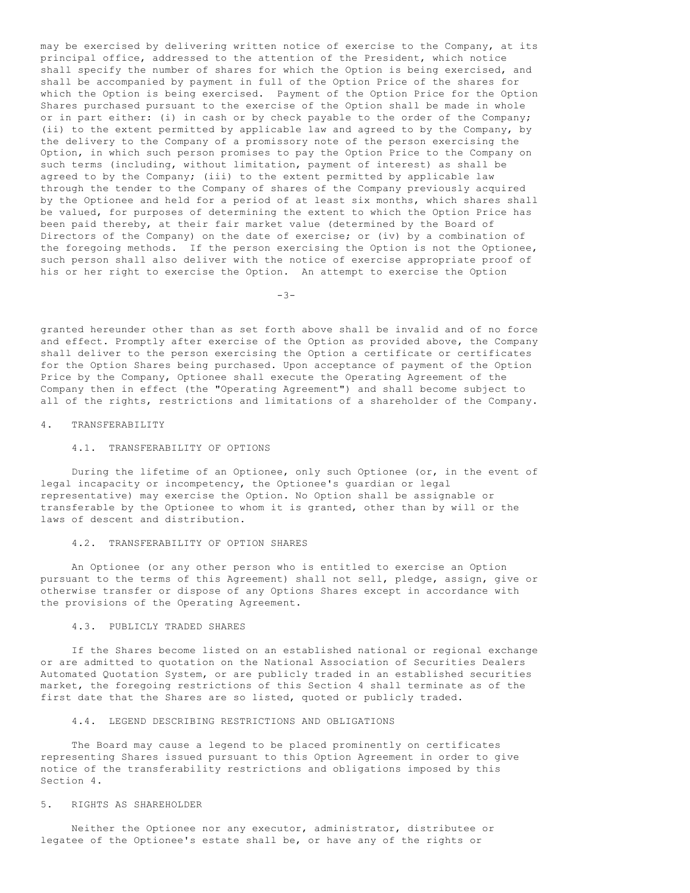may be exercised by delivering written notice of exercise to the Company, at its principal office, addressed to the attention of the President, which notice shall specify the number of shares for which the Option is being exercised, and shall be accompanied by payment in full of the Option Price of the shares for which the Option is being exercised. Payment of the Option Price for the Option Shares purchased pursuant to the exercise of the Option shall be made in whole or in part either: (i) in cash or by check payable to the order of the Company; (ii) to the extent permitted by applicable law and agreed to by the Company, by the delivery to the Company of a promissory note of the person exercising the Option, in which such person promises to pay the Option Price to the Company on such terms (including, without limitation, payment of interest) as shall be agreed to by the Company; (iii) to the extent permitted by applicable law through the tender to the Company of shares of the Company previously acquired by the Optionee and held for a period of at least six months, which shares shall be valued, for purposes of determining the extent to which the Option Price has been paid thereby, at their fair market value (determined by the Board of Directors of the Company) on the date of exercise; or (iv) by a combination of the foregoing methods. If the person exercising the Option is not the Optionee, such person shall also deliver with the notice of exercise appropriate proof of his or her right to exercise the Option. An attempt to exercise the Option granted hereunder other than as set forth above shall be invalid and of no force and effect. Promptly after exercise of the Option as provided above, the Company shall deliver to the person exercising the Option a certificate or certificates for the Option Shares being purchased. Upon acceptance of payment of the Option Price by the Company, Optionee shall execute the Operating Agreement of the Company then in effect (the "Operating Agreement") and shall become subject to all of the rights, restrictions and limitations of a shareholder of the Company.

## 4. TRANSFERABILITY

### 4.1. TRANSFERABILITY OF OPTIONS

During the lifetime of an Optionee, only such Optionee (or, in the event of legal incapacity or incompetency, the Optionee's guardian or legal representative) may exercise the Option. No Option shall be assignable or transferable by the Optionee to whom it is granted, other than by will or the laws of descent and distribution.

### 4.2. TRANSFERABILITY OF OPTION SHARES

An Optionee (or any other person who is entitled to exercise an Option pursuant to the terms of this Agreement) shall not sell, pledge, assign, give or otherwise transfer or dispose of any Options Shares except in accordance with the provisions of the Operating Agreement.

### 4.3. PUBLICLY TRADED SHARES

If the Shares become listed on an established national or regional exchange or are admitted to quotation on the National Association of Securities Dealers Automated Quotation System, or are publicly traded in an established securities market, the foregoing restrictions of this Section 4 shall terminate as of the first date that the Shares are so listed, quoted or publicly traded.

### 4.4. LEGEND DESCRIBING RESTRICTIONS AND OBLIGATIONS

The Board may cause a legend to be placed prominently on certificates representing Shares issued pursuant to this Option Agreement in order to give notice of the transferability restrictions and obligations imposed by this Section 4.

## 5. RIGHTS AS SHAREHOLDER

Neither the Optionee nor any executor, administrator, distributee or legatee of the Optionee's estate shall be, or have any of the rights or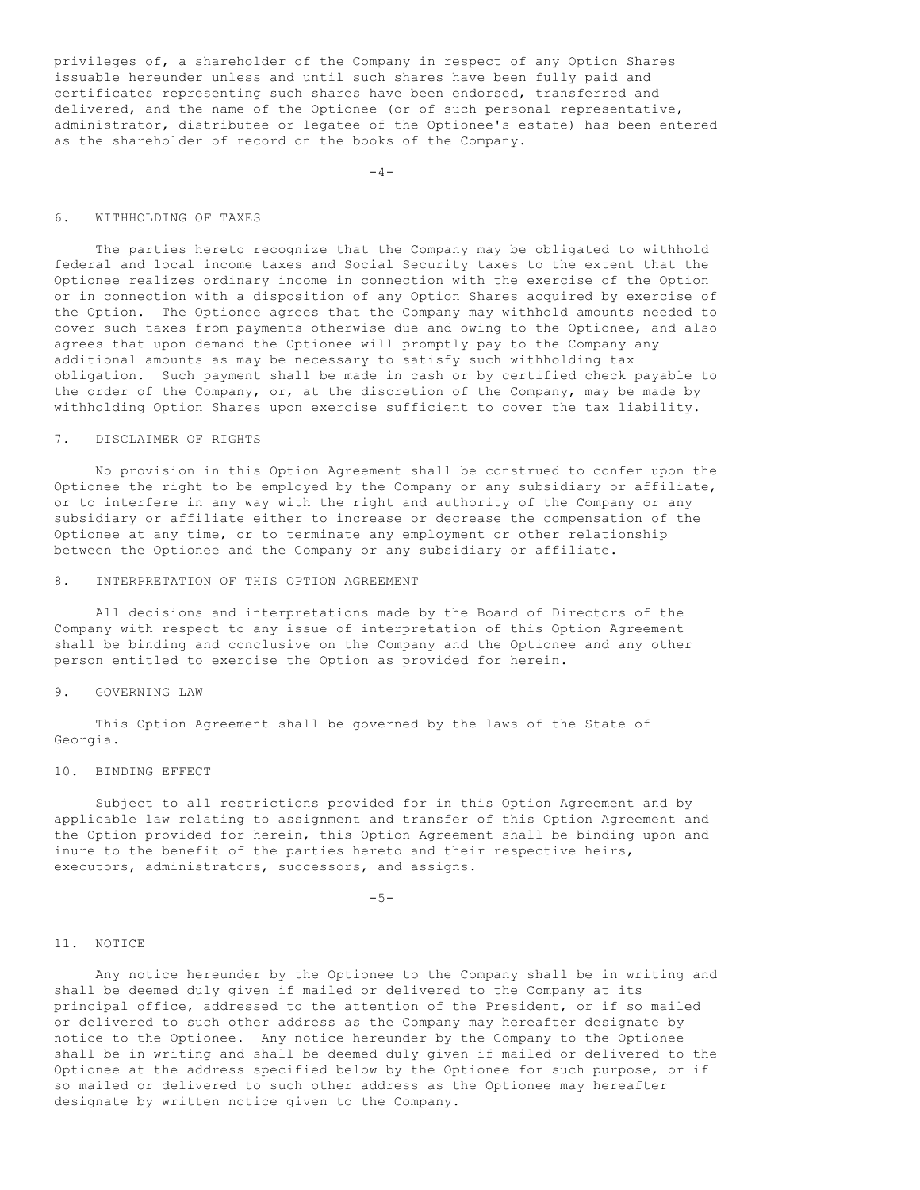privileges of, a shareholder of the Company in respect of any Option Shares issuable hereunder unless and until such shares have been fully paid and certificates representing such shares have been endorsed, transferred and delivered, and the name of the Optionee (or of such personal representative, administrator, distributee or legatee of the Optionee's estate) has been entered as the shareholder of record on the books of the Company.

6. WITHHOLDING OF TAXES

The parties hereto recognize that the Company may be obligated to withhold federal and local income taxes and Social Security taxes to the extent that the Optionee realizes ordinary income in connection with the exercise of the Option or in connection with a disposition of any Option Shares acquired by exercise of the Option. The Optionee agrees that the Company may withhold amounts needed to cover such taxes from payments otherwise due and owing to the Optionee, and also agrees that upon demand the Optionee will promptly pay to the Company any additional amounts as may be necessary to satisfy such withholding tax obligation. Such payment shall be made in cash or by certified check payable to the order of the Company, or, at the discretion of the Company, may be made by withholding Option Shares upon exercise sufficient to cover the tax liability.

7. DISCLAIMER OF RIGHTS

No provision in this Option Agreement shall be construed to confer upon the Optionee the right to be employed by the Company or any subsidiary or affiliate, or to interfere in any way with the right and authority of the Company or any subsidiary or affiliate either to increase or decrease the compensation of the Optionee at any time, or to terminate any employment or other relationship between the Optionee and the Company or any subsidiary or affiliate.

8. INTERPRETATION OF THIS OPTION AGREEMENT

All decisions and interpretations made by the Board of Directors of the Company with respect to any issue of interpretation of this Option Agreement shall be binding and conclusive on the Company and the Optionee and any other person entitled to exercise the Option as provided for herein.

9. GOVERNING LAW

This Option Agreement shall be governed by the laws of the State of Georgia.

10. BINDING EFFECT

Subject to all restrictions provided for in this Option Agreement and by applicable law relating to assignment and transfer of this Option Agreement and the Option provided for herein, this Option Agreement shall be binding upon and inure to the benefit of the parties hereto and their respective heirs, executors, administrators, successors, and assigns.

11. NOTICE

Any notice hereunder by the Optionee to the Company shall be in writing and shall be deemed duly given if mailed or delivered to the Company at its principal office, addressed to the attention of the President, or if so mailed or delivered to such other address as the Company may hereafter designate by notice to the Optionee. Any notice hereunder by the Company to the Optionee shall be in writing and shall be deemed duly given if mailed or delivered to the Optionee at the address specified below by the Optionee for such purpose, or if so mailed or delivered to such other address as the Optionee may hereafter designate by written notice given to the Company.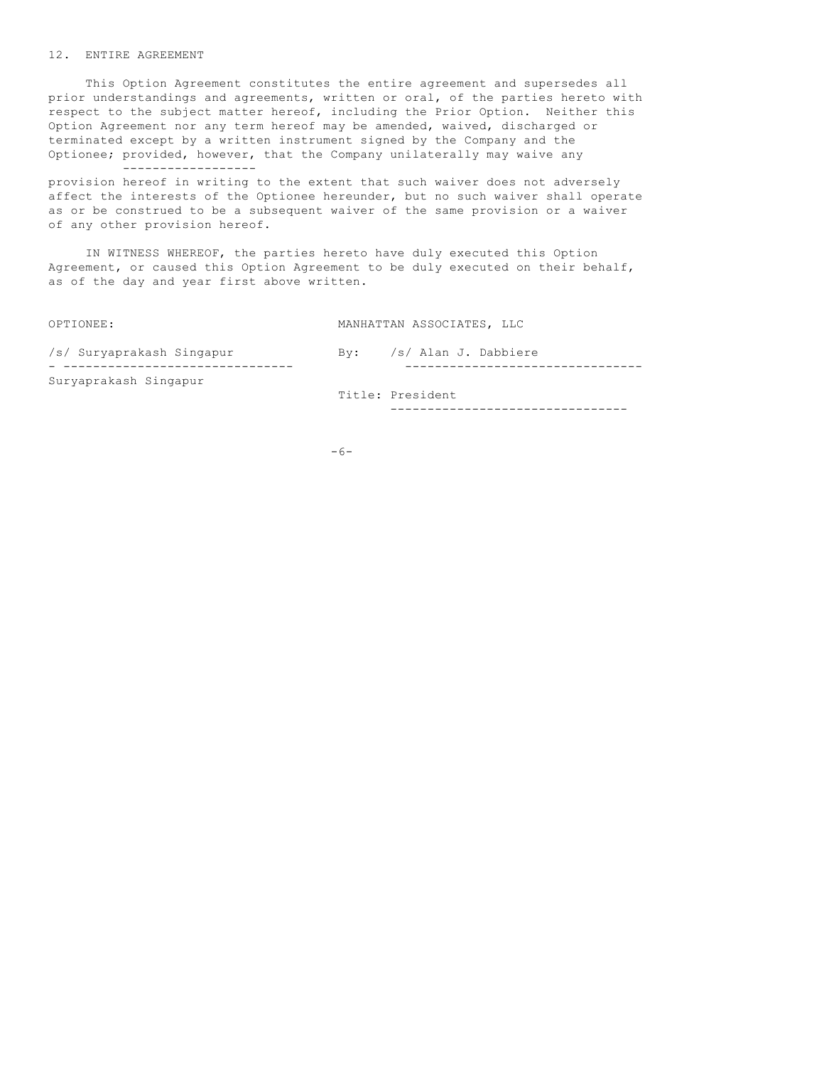## 12. ENTIRE AGREEMENT

This Option Agreement constitutes the entire agreement and supersedes all prior understandings and agreements, written or oral, of the parties hereto with respect to the subject matter hereof, including the Prior Option. Neither this Option Agreement nor any term hereof may be amended, waived, discharged or terminated except by a written instrument signed by the Company and the Optionee; *provided, however*, that the Company unilaterally may waive any provision hereof in writing to the extent that such waiver does not adversely affect the interests of the Optionee hereunder, but no such waiver shall operate as or be construed to be a subsequent waiver of the same provision or a waiver of any other provision hereof.

IN WITNESS WHEREOF, the parties hereto have duly executed this Option Agreement, or caused this Option Agreement to be duly executed on their behalf, as of the day and year first above written.

| OPTIONEE: | MANHATTAN ASSOCIATES, LLC |
|---|---|
| /s/ Suryaprakash Singapur | By: /s/ Alan J. Dabbiere |
| Suryaprakash Singapur | |
| | Title: President |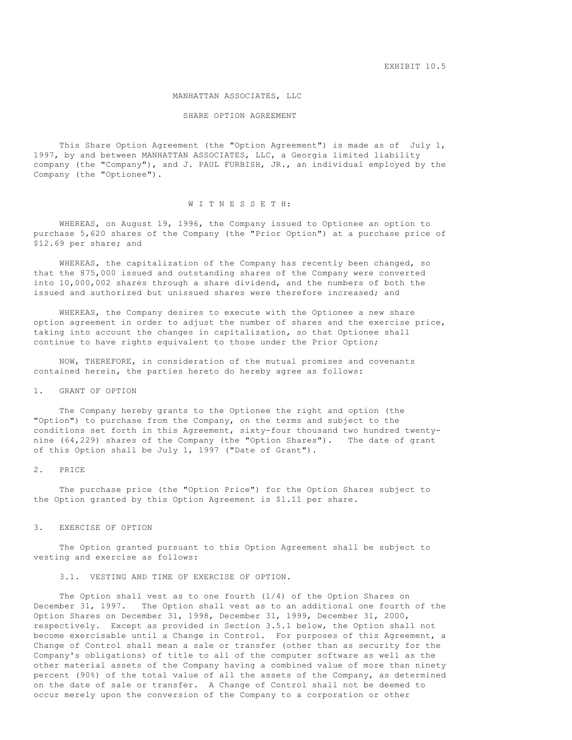EXHIBIT 10.5

# MANHATTAN ASSOCIATES, LLC

## SHARE OPTION AGREEMENT

This Share Option Agreement (the "Option Agreement") is made as of July 1, 1997, by and between MANHATTAN ASSOCIATES, LLC, a Georgia limited liability company (the "Company"), and J. PAUL FURBISH, JR., an individual employed by the Company (the "Optionee").

W I T N E S S E T H:

WHEREAS, on August 19, 1996, the Company issued to Optionee an option to purchase 5,620 shares of the Company (the "Prior Option") at a purchase price of $12.69 per share; and

WHEREAS, the capitalization of the Company has recently been changed, so that the 875,000 issued and outstanding shares of the Company were converted into 10,000,002 shares through a share dividend, and the numbers of both the issued and authorized but unissued shares were therefore increased; and

WHEREAS, the Company desires to execute with the Optionee a new share option agreement in order to adjust the number of shares and the exercise price, taking into account the changes in capitalization, so that Optionee shall continue to have rights equivalent to those under the Prior Option;

NOW, THEREFORE, in consideration of the mutual promises and covenants contained herein, the parties hereto do hereby agree as follows:

1. GRANT OF OPTION

The Company hereby grants to the Optionee the right and option (the "Option") to purchase from the Company, on the terms and subject to the conditions set forth in this Agreement, sixty-four thousand two hundred twenty-nine (64,229) shares of the Company (the "Option Shares"). The date of grant of this Option shall be July 1, 1997 ("Date of Grant").

2. PRICE

The purchase price (the "Option Price") for the Option Shares subject to the Option granted by this Option Agreement is $1.11 per share.

3. EXERCISE OF OPTION

The Option granted pursuant to this Option Agreement shall be subject to vesting and exercise as follows:

3.1. VESTING AND TIME OF EXERCISE OF OPTION.

The Option shall vest as to one fourth (1/4) of the Option Shares on December 31, 1997. The Option shall vest as to an additional one fourth of the Option Shares on December 31, 1998, December 31, 1999, December 31, 2000, respectively. Except as provided in Section 3.5.1 below, the Option shall not become exercisable until a Change in Control. For purposes of this Agreement, a Change of Control shall mean a sale or transfer (other than as security for the Company's obligations) of title to all of the computer software as well as the other material assets of the Company having a combined value of more than ninety percent (90%) of the total value of all the assets of the Company, as determined on the date of sale or transfer. A Change of Control shall not be deemed to occur merely upon the conversion of the Company to a corporation or other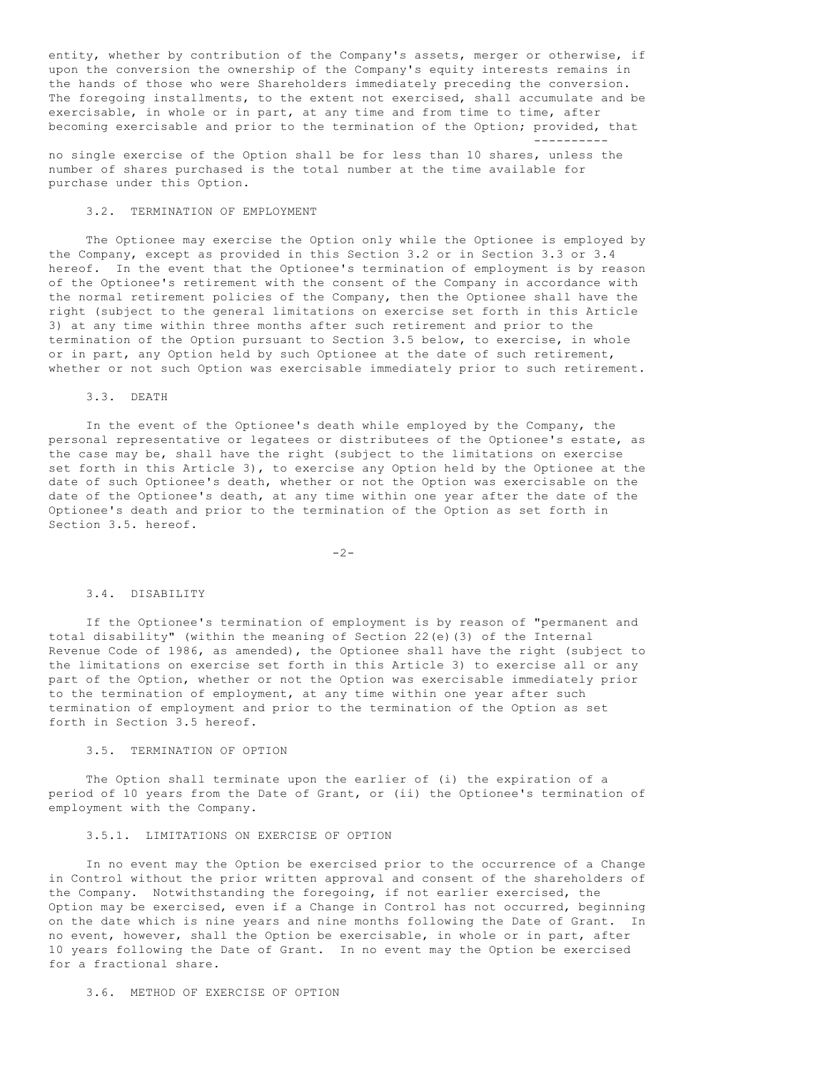entity, whether by contribution of the Company's assets, merger or otherwise, if upon the conversion the ownership of the Company's equity interests remains in the hands of those who were Shareholders immediately preceding the conversion. The foregoing installments, to the extent not exercised, shall accumulate and be exercisable, in whole or in part, at any time and from time to time, after becoming exercisable and prior to the termination of the Option; *provided*, that no single exercise of the Option shall be for less than 10 shares, unless the number of shares purchased is the total number at the time available for purchase under this Option.

### 3.2. TERMINATION OF EMPLOYMENT

The Optionee may exercise the Option only while the Optionee is employed by the Company, except as provided in this Section 3.2 or in Section 3.3 or 3.4 hereof. In the event that the Optionee's termination of employment is by reason of the Optionee's retirement with the consent of the Company in accordance with the normal retirement policies of the Company, then the Optionee shall have the right (subject to the general limitations on exercise set forth in this Article 3) at any time within three months after such retirement and prior to the termination of the Option pursuant to Section 3.5 below, to exercise, in whole or in part, any Option held by such Optionee at the date of such retirement, whether or not such Option was exercisable immediately prior to such retirement.

### 3.3. DEATH

In the event of the Optionee's death while employed by the Company, the personal representative or legatees or distributees of the Optionee's estate, as the case may be, shall have the right (subject to the limitations on exercise set forth in this Article 3), to exercise any Option held by the Optionee at the date of such Optionee's death, whether or not the Option was exercisable on the date of the Optionee's death, at any time within one year after the date of the Optionee's death and prior to the termination of the Option as set forth in Section 3.5. hereof.

### 3.4. DISABILITY

If the Optionee's termination of employment is by reason of "permanent and total disability" (within the meaning of Section 22(e)(3) of the Internal Revenue Code of 1986, as amended), the Optionee shall have the right (subject to the limitations on exercise set forth in this Article 3) to exercise all or any part of the Option, whether or not the Option was exercisable immediately prior to the termination of employment, at any time within one year after such termination of employment and prior to the termination of the Option as set forth in Section 3.5 hereof.

### 3.5. TERMINATION OF OPTION

The Option shall terminate upon the earlier of (i) the expiration of a period of 10 years from the Date of Grant, or (ii) the Optionee's termination of employment with the Company.

#### 3.5.1. LIMITATIONS ON EXERCISE OF OPTION

In no event may the Option be exercised prior to the occurrence of a Change in Control without the prior written approval and consent of the shareholders of the Company. Notwithstanding the foregoing, if not earlier exercised, the Option may be exercised, even if a Change in Control has not occurred, beginning on the date which is nine years and nine months following the Date of Grant. In no event, however, shall the Option be exercisable, in whole or in part, after 10 years following the Date of Grant. In no event may the Option be exercised for a fractional share.

### 3.6. METHOD OF EXERCISE OF OPTION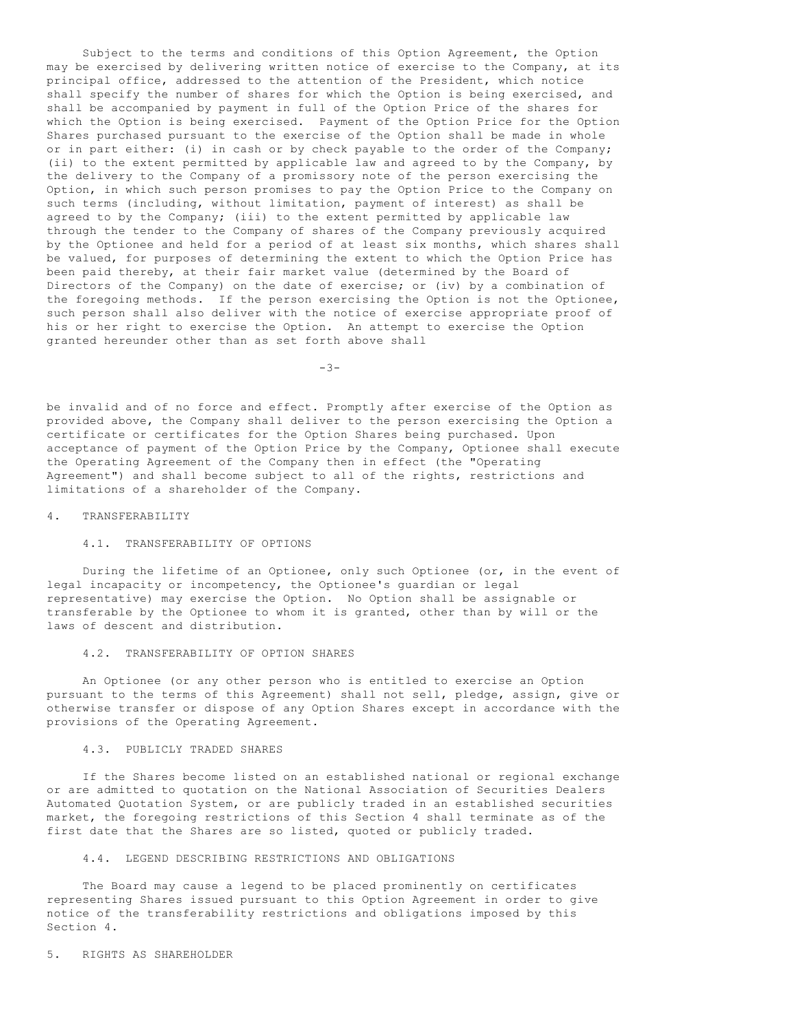Subject to the terms and conditions of this Option Agreement, the Option may be exercised by delivering written notice of exercise to the Company, at its principal office, addressed to the attention of the President, which notice shall specify the number of shares for which the Option is being exercised, and shall be accompanied by payment in full of the Option Price of the shares for which the Option is being exercised. Payment of the Option Price for the Option Shares purchased pursuant to the exercise of the Option shall be made in whole or in part either: (i) in cash or by check payable to the order of the Company; (ii) to the extent permitted by applicable law and agreed to by the Company, by the delivery to the Company of a promissory note of the person exercising the Option, in which such person promises to pay the Option Price to the Company on such terms (including, without limitation, payment of interest) as shall be agreed to by the Company; (iii) to the extent permitted by applicable law through the tender to the Company of shares of the Company previously acquired by the Optionee and held for a period of at least six months, which shares shall be valued, for purposes of determining the extent to which the Option Price has been paid thereby, at their fair market value (determined by the Board of Directors of the Company) on the date of exercise; or (iv) by a combination of the foregoing methods. If the person exercising the Option is not the Optionee, such person shall also deliver with the notice of exercise appropriate proof of his or her right to exercise the Option. An attempt to exercise the Option granted hereunder other than as set forth above shall be invalid and of no force and effect. Promptly after exercise of the Option as provided above, the Company shall deliver to the person exercising the Option a certificate or certificates for the Option Shares being purchased. Upon acceptance of payment of the Option Price by the Company, Optionee shall execute the Operating Agreement of the Company then in effect (the "Operating Agreement") and shall become subject to all of the rights, restrictions and limitations of a shareholder of the Company.

## 4. TRANSFERABILITY

### 4.1. TRANSFERABILITY OF OPTIONS

During the lifetime of an Optionee, only such Optionee (or, in the event of legal incapacity or incompetency, the Optionee's guardian or legal representative) may exercise the Option. No Option shall be assignable or transferable by the Optionee to whom it is granted, other than by will or the laws of descent and distribution.

### 4.2. TRANSFERABILITY OF OPTION SHARES

An Optionee (or any other person who is entitled to exercise an Option pursuant to the terms of this Agreement) shall not sell, pledge, assign, give or otherwise transfer or dispose of any Option Shares except in accordance with the provisions of the Operating Agreement.

### 4.3. PUBLICLY TRADED SHARES

If the Shares become listed on an established national or regional exchange or are admitted to quotation on the National Association of Securities Dealers Automated Quotation System, or are publicly traded in an established securities market, the foregoing restrictions of this Section 4 shall terminate as of the first date that the Shares are so listed, quoted or publicly traded.

### 4.4. LEGEND DESCRIBING RESTRICTIONS AND OBLIGATIONS

The Board may cause a legend to be placed prominently on certificates representing Shares issued pursuant to this Option Agreement in order to give notice of the transferability restrictions and obligations imposed by this Section 4.

## 5. RIGHTS AS SHAREHOLDER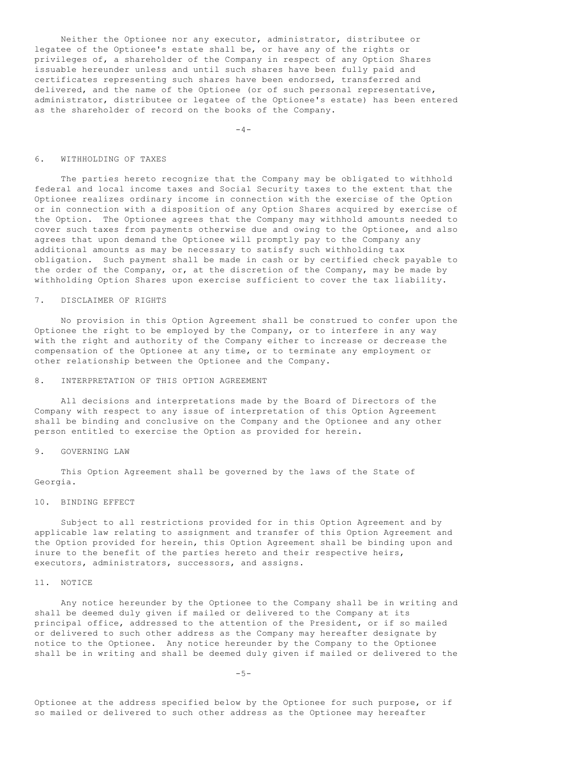Neither the Optionee nor any executor, administrator, distributee or legatee of the Optionee's estate shall be, or have any of the rights or privileges of, a shareholder of the Company in respect of any Option Shares issuable hereunder unless and until such shares have been fully paid and certificates representing such shares have been endorsed, transferred and delivered, and the name of the Optionee (or of such personal representative, administrator, distributee or legatee of the Optionee's estate) has been entered as the shareholder of record on the books of the Company.

## 6. WITHHOLDING OF TAXES

The parties hereto recognize that the Company may be obligated to withhold federal and local income taxes and Social Security taxes to the extent that the Optionee realizes ordinary income in connection with the exercise of the Option or in connection with a disposition of any Option Shares acquired by exercise of the Option. The Optionee agrees that the Company may withhold amounts needed to cover such taxes from payments otherwise due and owing to the Optionee, and also agrees that upon demand the Optionee will promptly pay to the Company any additional amounts as may be necessary to satisfy such withholding tax obligation. Such payment shall be made in cash or by certified check payable to the order of the Company, or, at the discretion of the Company, may be made by withholding Option Shares upon exercise sufficient to cover the tax liability.

## 7. DISCLAIMER OF RIGHTS

No provision in this Option Agreement shall be construed to confer upon the Optionee the right to be employed by the Company, or to interfere in any way with the right and authority of the Company either to increase or decrease the compensation of the Optionee at any time, or to terminate any employment or other relationship between the Optionee and the Company.

## 8. INTERPRETATION OF THIS OPTION AGREEMENT

All decisions and interpretations made by the Board of Directors of the Company with respect to any issue of interpretation of this Option Agreement shall be binding and conclusive on the Company and the Optionee and any other person entitled to exercise the Option as provided for herein.

## 9. GOVERNING LAW

This Option Agreement shall be governed by the laws of the State of Georgia.

## 10. BINDING EFFECT

Subject to all restrictions provided for in this Option Agreement and by applicable law relating to assignment and transfer of this Option Agreement and the Option provided for herein, this Option Agreement shall be binding upon and inure to the benefit of the parties hereto and their respective heirs, executors, administrators, successors, and assigns.

## 11. NOTICE

Any notice hereunder by the Optionee to the Company shall be in writing and shall be deemed duly given if mailed or delivered to the Company at its principal office, addressed to the attention of the President, or if so mailed or delivered to such other address as the Company may hereafter designate by notice to the Optionee. Any notice hereunder by the Company to the Optionee shall be in writing and shall be deemed duly given if mailed or delivered to the Optionee at the address specified below by the Optionee for such purpose, or if so mailed or delivered to such other address as the Optionee may hereafter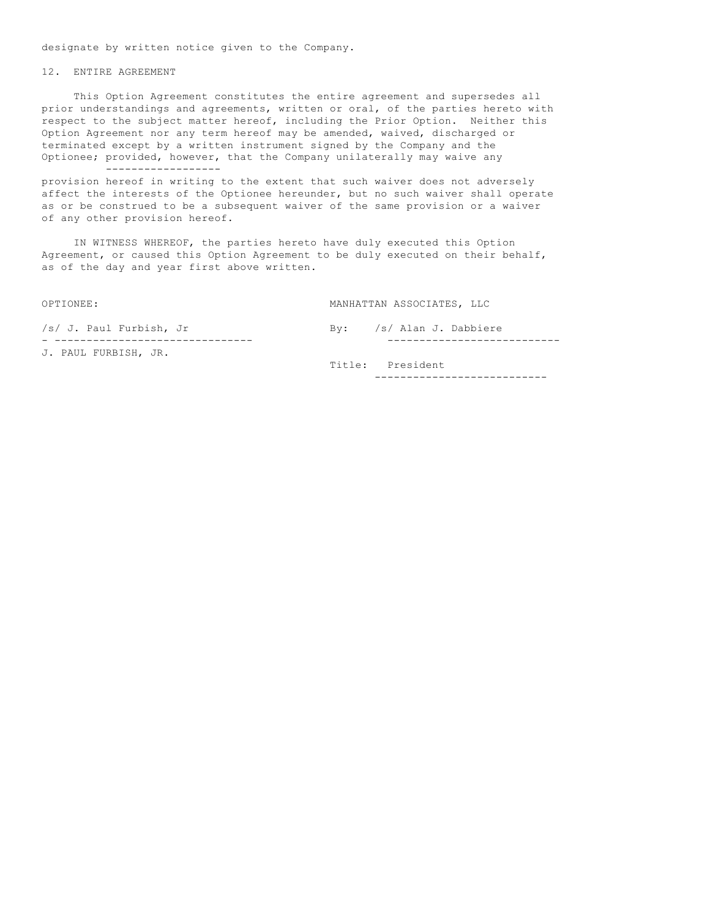designate by written notice given to the Company.

## 12. ENTIRE AGREEMENT

This Option Agreement constitutes the entire agreement and supersedes all prior understandings and agreements, written or oral, of the parties hereto with respect to the subject matter hereof, including the Prior Option. Neither this Option Agreement nor any term hereof may be amended, waived, discharged or terminated except by a written instrument signed by the Company and the Optionee; *provided, however*, that the Company unilaterally may waive any provision hereof in writing to the extent that such waiver does not adversely affect the interests of the Optionee hereunder, but no such waiver shall operate as or be construed to be a subsequent waiver of the same provision or a waiver of any other provision hereof.

IN WITNESS WHEREOF, the parties hereto have duly executed this Option Agreement, or caused this Option Agreement to be duly executed on their behalf, as of the day and year first above written.

OPTIONEE:

/s/ J. Paul Furbish, Jr

J. PAUL FURBISH, JR.

MANHATTAN ASSOCIATES, LLC

By: /s/ Alan J. Dabbiere

Title: President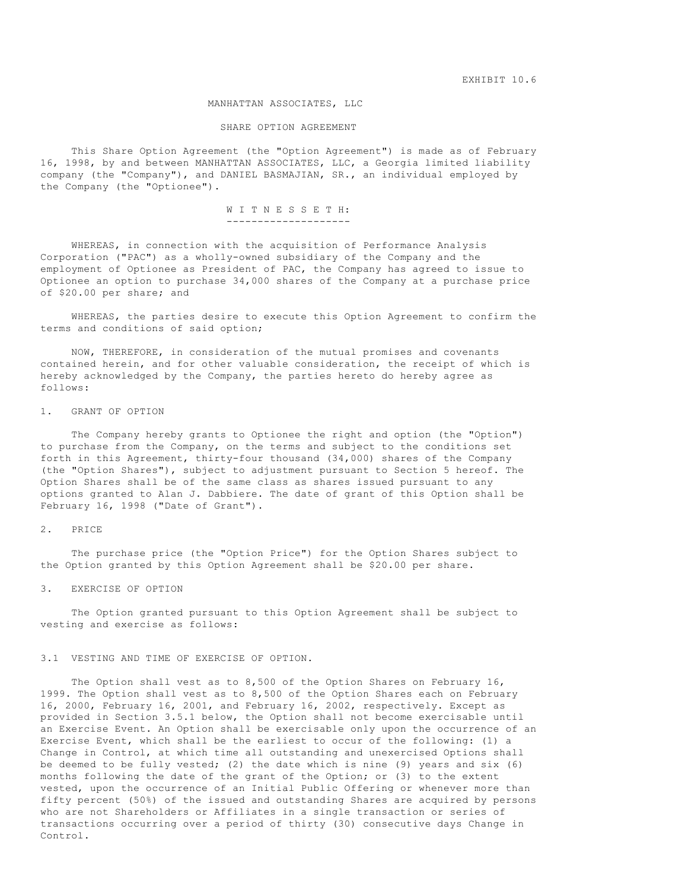EXHIBIT 10.6

# MANHATTAN ASSOCIATES, LLC

## SHARE OPTION AGREEMENT

This Share Option Agreement (the "Option Agreement") is made as of February 16, 1998, by and between MANHATTAN ASSOCIATES, LLC, a Georgia limited liability company (the "Company"), and DANIEL BASMAJIAN, SR., an individual employed by the Company (the "Optionee").

W I T N E S S E T H:

WHEREAS, in connection with the acquisition of Performance Analysis Corporation ("PAC") as a wholly-owned subsidiary of the Company and the employment of Optionee as President of PAC, the Company has agreed to issue to Optionee an option to purchase 34,000 shares of the Company at a purchase price of $20.00 per share; and

WHEREAS, the parties desire to execute this Option Agreement to confirm the terms and conditions of said option;

NOW, THEREFORE, in consideration of the mutual promises and covenants contained herein, and for other valuable consideration, the receipt of which is hereby acknowledged by the Company, the parties hereto do hereby agree as follows:

## 1. GRANT OF OPTION

The Company hereby grants to Optionee the right and option (the "Option") to purchase from the Company, on the terms and subject to the conditions set forth in this Agreement, thirty-four thousand (34,000) shares of the Company (the "Option Shares"), subject to adjustment pursuant to Section 5 hereof. The Option Shares shall be of the same class as shares issued pursuant to any options granted to Alan J. Dabbiere. The date of grant of this Option shall be February 16, 1998 ("Date of Grant").

## 2. PRICE

The purchase price (the "Option Price") for the Option Shares subject to the Option granted by this Option Agreement shall be $20.00 per share.

## 3. EXERCISE OF OPTION

The Option granted pursuant to this Option Agreement shall be subject to vesting and exercise as follows:

### 3.1 VESTING AND TIME OF EXERCISE OF OPTION.

The Option shall vest as to 8,500 of the Option Shares on February 16, 1999. The Option shall vest as to 8,500 of the Option Shares each on February 16, 2000, February 16, 2001, and February 16, 2002, respectively. Except as provided in Section 3.5.1 below, the Option shall not become exercisable until an Exercise Event. An Option shall be exercisable only upon the occurrence of an Exercise Event, which shall be the earliest to occur of the following: (1) a Change in Control, at which time all outstanding and unexercised Options shall be deemed to be fully vested; (2) the date which is nine (9) years and six (6) months following the date of the grant of the Option; or (3) to the extent vested, upon the occurrence of an Initial Public Offering or whenever more than fifty percent (50%) of the issued and outstanding Shares are acquired by persons who are not Shareholders or Affiliates in a single transaction or series of transactions occurring over a period of thirty (30) consecutive days Change in Control.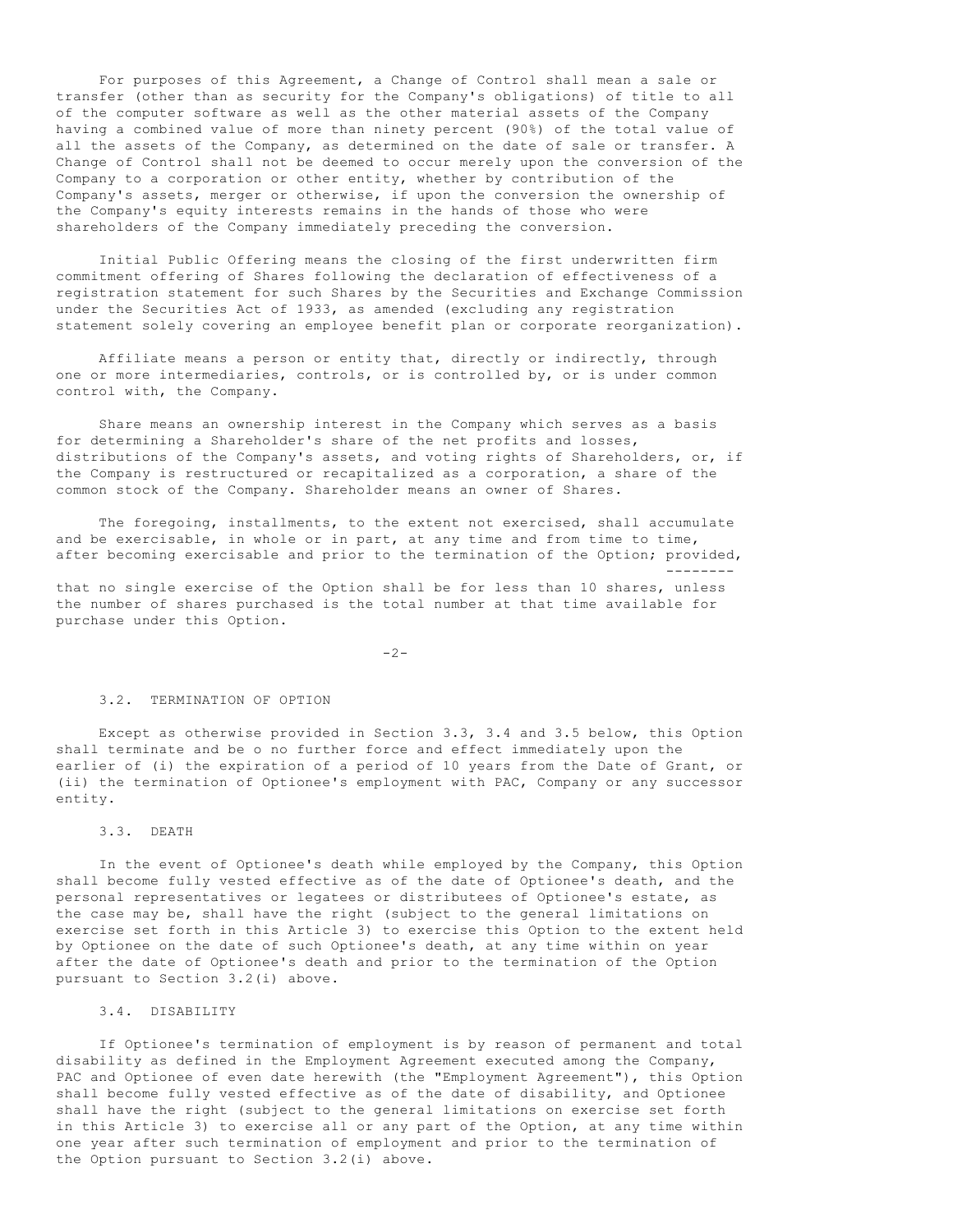For purposes of this Agreement, a Change of Control shall mean a sale or transfer (other than as security for the Company's obligations) of title to all of the computer software as well as the other material assets of the Company having a combined value of more than ninety percent (90%) of the total value of all the assets of the Company, as determined on the date of sale or transfer. A Change of Control shall not be deemed to occur merely upon the conversion of the Company to a corporation or other entity, whether by contribution of the Company's assets, merger or otherwise, if upon the conversion the ownership of the Company's equity interests remains in the hands of those who were shareholders of the Company immediately preceding the conversion.

Initial Public Offering means the closing of the first underwritten firm commitment offering of Shares following the declaration of effectiveness of a registration statement for such Shares by the Securities and Exchange Commission under the Securities Act of 1933, as amended (excluding any registration statement solely covering an employee benefit plan or corporate reorganization).

Affiliate means a person or entity that, directly or indirectly, through one or more intermediaries, controls, or is controlled by, or is under common control with, the Company.

Share means an ownership interest in the Company which serves as a basis for determining a Shareholder's share of the net profits and losses, distributions of the Company's assets, and voting rights of Shareholders, or, if the Company is restructured or recapitalized as a corporation, a share of the common stock of the Company. Shareholder means an owner of Shares.

The foregoing, installments, to the extent not exercised, shall accumulate and be exercisable, in whole or in part, at any time and from time to time, after becoming exercisable and prior to the termination of the Option; *provided*, that no single exercise of the Option shall be for less than 10 shares, unless the number of shares purchased is the total number at that time available for purchase under this Option.

### 3.2. TERMINATION OF OPTION

Except as otherwise provided in Section 3.3, 3.4 and 3.5 below, this Option shall terminate and be o no further force and effect immediately upon the earlier of (i) the expiration of a period of 10 years from the Date of Grant, or (ii) the termination of Optionee's employment with PAC, Company or any successor entity.

### 3.3. DEATH

In the event of Optionee's death while employed by the Company, this Option shall become fully vested effective as of the date of Optionee's death, and the personal representatives or legatees or distributees of Optionee's estate, as the case may be, shall have the right (subject to the general limitations on exercise set forth in this Article 3) to exercise this Option to the extent held by Optionee on the date of such Optionee's death, at any time within on year after the date of Optionee's death and prior to the termination of the Option pursuant to Section 3.2(i) above.

### 3.4. DISABILITY

If Optionee's termination of employment is by reason of permanent and total disability as defined in the Employment Agreement executed among the Company, PAC and Optionee of even date herewith (the "Employment Agreement"), this Option shall become fully vested effective as of the date of disability, and Optionee shall have the right (subject to the general limitations on exercise set forth in this Article 3) to exercise all or any part of the Option, at any time within one year after such termination of employment and prior to the termination of the Option pursuant to Section 3.2(i) above.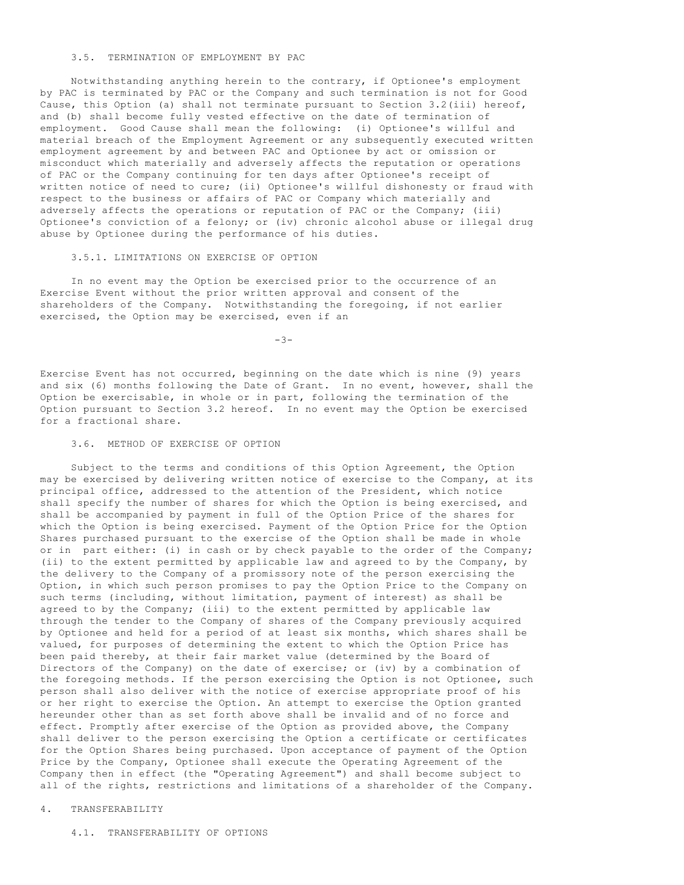### 3.5. TERMINATION OF EMPLOYMENT BY PAC

Notwithstanding anything herein to the contrary, if Optionee's employment by PAC is terminated by PAC or the Company and such termination is not for Good Cause, this Option (a) shall not terminate pursuant to Section 3.2(iii) hereof, and (b) shall become fully vested effective on the date of termination of employment. Good Cause shall mean the following: (i) Optionee's willful and material breach of the Employment Agreement or any subsequently executed written employment agreement by and between PAC and Optionee by act or omission or misconduct which materially and adversely affects the reputation or operations of PAC or the Company continuing for ten days after Optionee's receipt of written notice of need to cure; (ii) Optionee's willful dishonesty or fraud with respect to the business or affairs of PAC or Company which materially and adversely affects the operations or reputation of PAC or the Company; (iii) Optionee's conviction of a felony; or (iv) chronic alcohol abuse or illegal drug abuse by Optionee during the performance of his duties.

#### 3.5.1. LIMITATIONS ON EXERCISE OF OPTION

In no event may the Option be exercised prior to the occurrence of an Exercise Event without the prior written approval and consent of the shareholders of the Company. Notwithstanding the foregoing, if not earlier exercised, the Option may be exercised, even if an Exercise Event has not occurred, beginning on the date which is nine (9) years and six (6) months following the Date of Grant. In no event, however, shall the Option be exercisable, in whole or in part, following the termination of the Option pursuant to Section 3.2 hereof. In no event may the Option be exercised for a fractional share.

### 3.6. METHOD OF EXERCISE OF OPTION

Subject to the terms and conditions of this Option Agreement, the Option may be exercised by delivering written notice of exercise to the Company, at its principal office, addressed to the attention of the President, which notice shall specify the number of shares for which the Option is being exercised, and shall be accompanied by payment in full of the Option Price of the shares for which the Option is being exercised. Payment of the Option Price for the Option Shares purchased pursuant to the exercise of the Option shall be made in whole or in part either: (i) in cash or by check payable to the order of the Company; (ii) to the extent permitted by applicable law and agreed to by the Company, by the delivery to the Company of a promissory note of the person exercising the Option, in which such person promises to pay the Option Price to the Company on such terms (including, without limitation, payment of interest) as shall be agreed to by the Company; (iii) to the extent permitted by applicable law through the tender to the Company of shares of the Company previously acquired by Optionee and held for a period of at least six months, which shares shall be valued, for purposes of determining the extent to which the Option Price has been paid thereby, at their fair market value (determined by the Board of Directors of the Company) on the date of exercise; or (iv) by a combination of the foregoing methods. If the person exercising the Option is not Optionee, such person shall also deliver with the notice of exercise appropriate proof of his or her right to exercise the Option. An attempt to exercise the Option granted hereunder other than as set forth above shall be invalid and of no force and effect. Promptly after exercise of the Option as provided above, the Company shall deliver to the person exercising the Option a certificate or certificates for the Option Shares being purchased. Upon acceptance of payment of the Option Price by the Company, Optionee shall execute the Operating Agreement of the Company then in effect (the "Operating Agreement") and shall become subject to all of the rights, restrictions and limitations of a shareholder of the Company.

## 4. TRANSFERABILITY

### 4.1. TRANSFERABILITY OF OPTIONS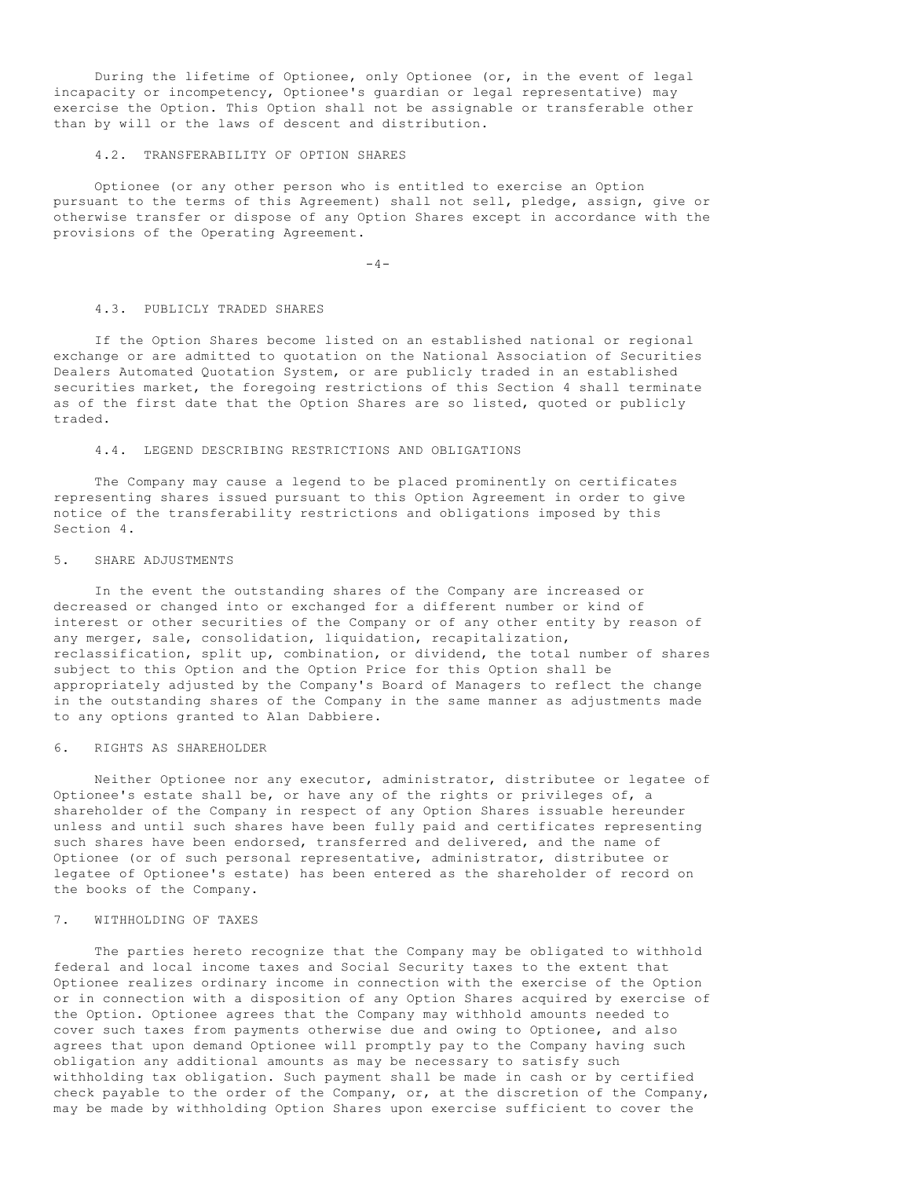During the lifetime of Optionee, only Optionee (or, in the event of legal incapacity or incompetency, Optionee's guardian or legal representative) may exercise the Option. This Option shall not be assignable or transferable other than by will or the laws of descent and distribution.

### 4.2. TRANSFERABILITY OF OPTION SHARES

Optionee (or any other person who is entitled to exercise an Option pursuant to the terms of this Agreement) shall not sell, pledge, assign, give or otherwise transfer or dispose of any Option Shares except in accordance with the provisions of the Operating Agreement.

### 4.3. PUBLICLY TRADED SHARES

If the Option Shares become listed on an established national or regional exchange or are admitted to quotation on the National Association of Securities Dealers Automated Quotation System, or are publicly traded in an established securities market, the foregoing restrictions of this Section 4 shall terminate as of the first date that the Option Shares are so listed, quoted or publicly traded.

### 4.4. LEGEND DESCRIBING RESTRICTIONS AND OBLIGATIONS

The Company may cause a legend to be placed prominently on certificates representing shares issued pursuant to this Option Agreement in order to give notice of the transferability restrictions and obligations imposed by this Section 4.

## 5. SHARE ADJUSTMENTS

In the event the outstanding shares of the Company are increased or decreased or changed into or exchanged for a different number or kind of interest or other securities of the Company or of any other entity by reason of any merger, sale, consolidation, liquidation, recapitalization, reclassification, split up, combination, or dividend, the total number of shares subject to this Option and the Option Price for this Option shall be appropriately adjusted by the Company's Board of Managers to reflect the change in the outstanding shares of the Company in the same manner as adjustments made to any options granted to Alan Dabbiere.

## 6. RIGHTS AS SHAREHOLDER

Neither Optionee nor any executor, administrator, distributee or legatee of Optionee's estate shall be, or have any of the rights or privileges of, a shareholder of the Company in respect of any Option Shares issuable hereunder unless and until such shares have been fully paid and certificates representing such shares have been endorsed, transferred and delivered, and the name of Optionee (or of such personal representative, administrator, distributee or legatee of Optionee's estate) has been entered as the shareholder of record on the books of the Company.

## 7. WITHHOLDING OF TAXES

The parties hereto recognize that the Company may be obligated to withhold federal and local income taxes and Social Security taxes to the extent that Optionee realizes ordinary income in connection with the exercise of the Option or in connection with a disposition of any Option Shares acquired by exercise of the Option. Optionee agrees that the Company may withhold amounts needed to cover such taxes from payments otherwise due and owing to Optionee, and also agrees that upon demand Optionee will promptly pay to the Company having such obligation any additional amounts as may be necessary to satisfy such withholding tax obligation. Such payment shall be made in cash or by certified check payable to the order of the Company, or, at the discretion of the Company, may be made by withholding Option Shares upon exercise sufficient to cover the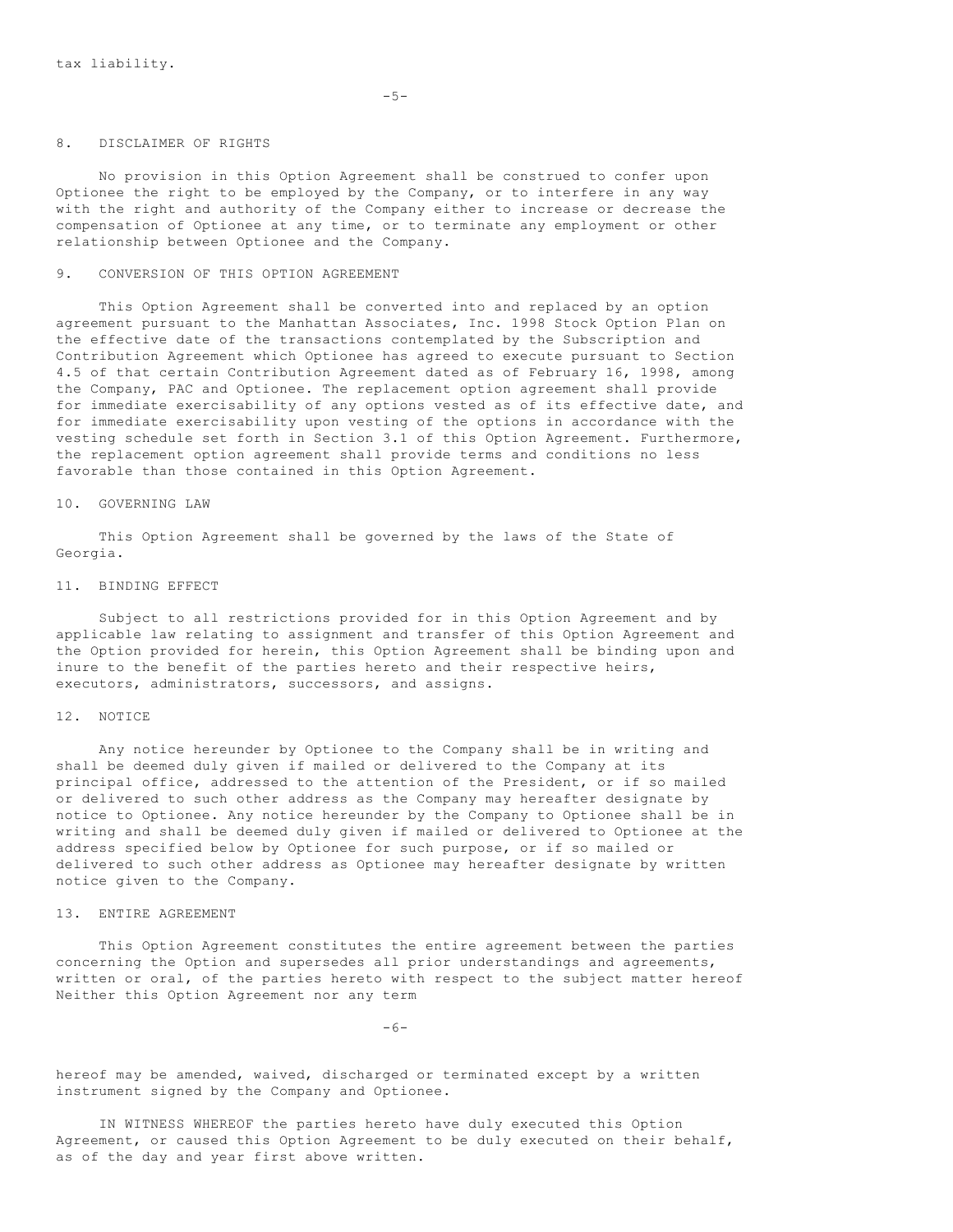tax liability.

## 8. DISCLAIMER OF RIGHTS

No provision in this Option Agreement shall be construed to confer upon Optionee the right to be employed by the Company, or to interfere in any way with the right and authority of the Company either to increase or decrease the compensation of Optionee at any time, or to terminate any employment or other relationship between Optionee and the Company.

## 9. CONVERSION OF THIS OPTION AGREEMENT

This Option Agreement shall be converted into and replaced by an option agreement pursuant to the Manhattan Associates, Inc. 1998 Stock Option Plan on the effective date of the transactions contemplated by the Subscription and Contribution Agreement which Optionee has agreed to execute pursuant to Section 4.5 of that certain Contribution Agreement dated as of February 16, 1998, among the Company, PAC and Optionee. The replacement option agreement shall provide for immediate exercisability of any options vested as of its effective date, and for immediate exercisability upon vesting of the options in accordance with the vesting schedule set forth in Section 3.1 of this Option Agreement. Furthermore, the replacement option agreement shall provide terms and conditions no less favorable than those contained in this Option Agreement.

## 10. GOVERNING LAW

This Option Agreement shall be governed by the laws of the State of Georgia.

## 11. BINDING EFFECT

Subject to all restrictions provided for in this Option Agreement and by applicable law relating to assignment and transfer of this Option Agreement and the Option provided for herein, this Option Agreement shall be binding upon and inure to the benefit of the parties hereto and their respective heirs, executors, administrators, successors, and assigns.

## 12. NOTICE

Any notice hereunder by Optionee to the Company shall be in writing and shall be deemed duly given if mailed or delivered to the Company at its principal office, addressed to the attention of the President, or if so mailed or delivered to such other address as the Company may hereafter designate by notice to Optionee. Any notice hereunder by the Company to Optionee shall be in writing and shall be deemed duly given if mailed or delivered to Optionee at the address specified below by Optionee for such purpose, or if so mailed or delivered to such other address as Optionee may hereafter designate by written notice given to the Company.

## 13. ENTIRE AGREEMENT

This Option Agreement constitutes the entire agreement between the parties concerning the Option and supersedes all prior understandings and agreements, written or oral, of the parties hereto with respect to the subject matter hereof Neither this Option Agreement nor any term hereof may be amended, waived, discharged or terminated except by a written instrument signed by the Company and Optionee.

IN WITNESS WHEREOF the parties hereto have duly executed this Option Agreement, or caused this Option Agreement to be duly executed on their behalf, as of the day and year first above written.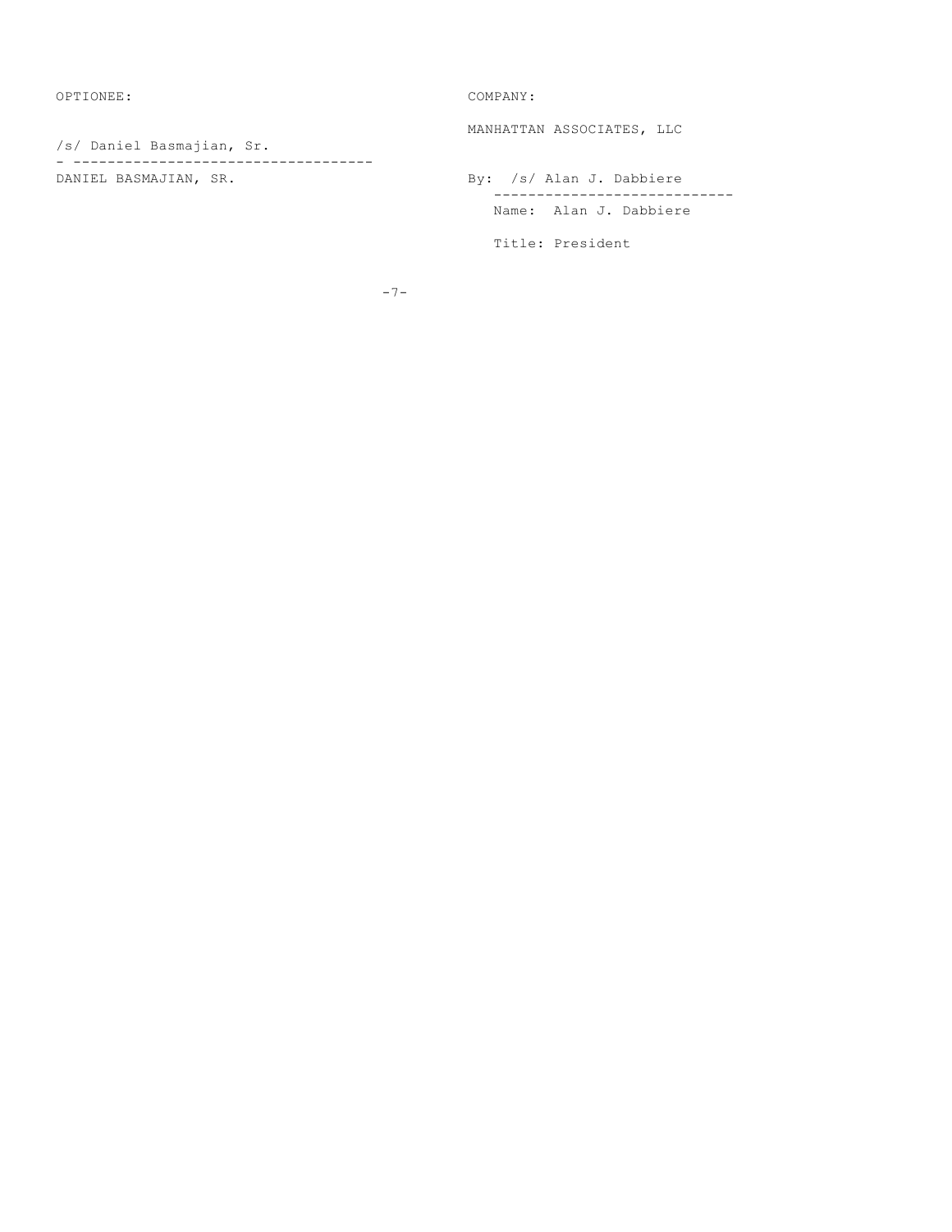| OPTIONEE: | COMPANY: |
| --- | --- |
| | MANHATTAN ASSOCIATES, LLC |
| /s/ Daniel Basmajian, Sr. | |
| DANIEL BASMAJIAN, SR. | By: /s/ Alan J. Dabbiere |
| | Name: Alan J. Dabbiere |
| | Title: President |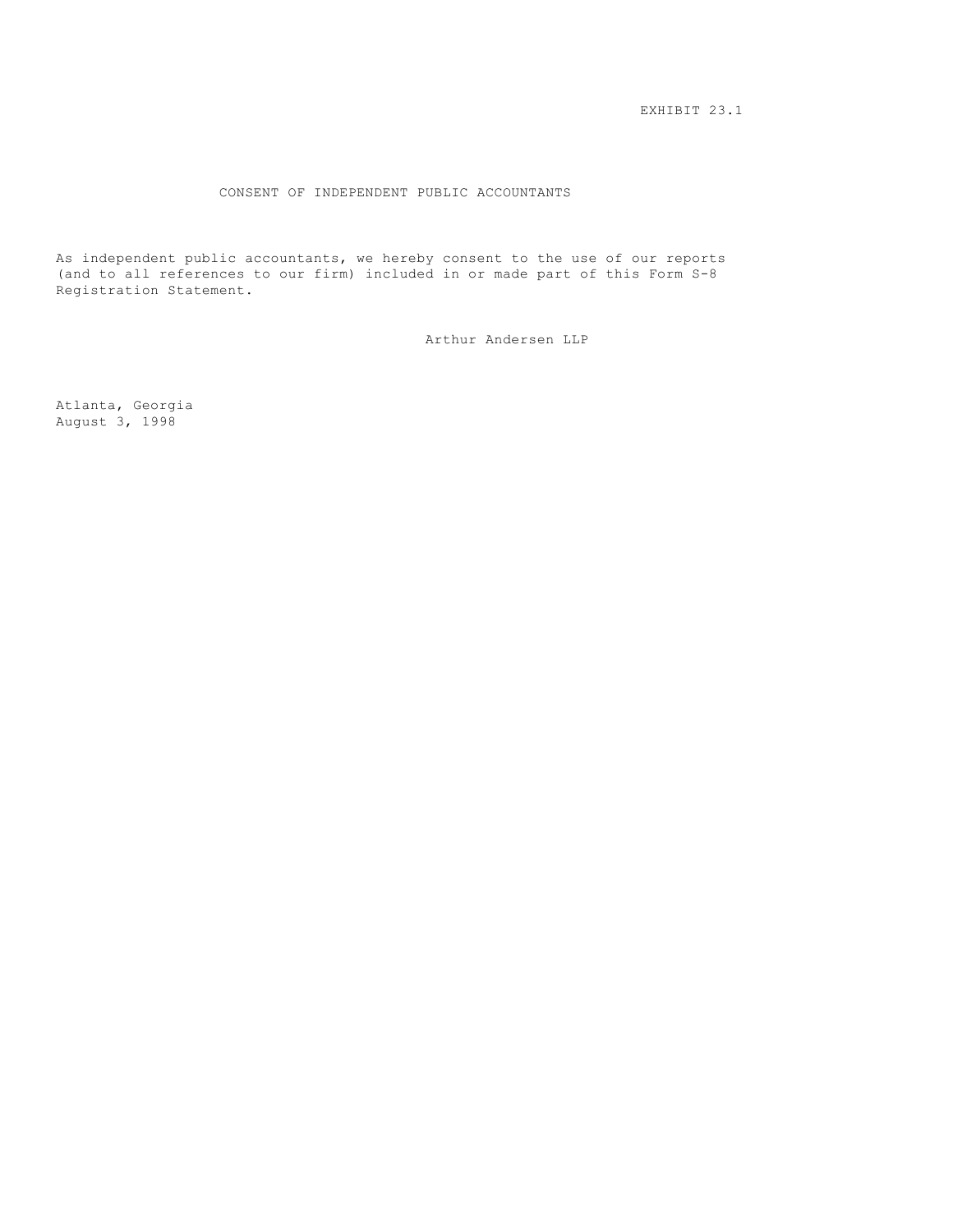EXHIBIT 23.1

# CONSENT OF INDEPENDENT PUBLIC ACCOUNTANTS

As independent public accountants, we hereby consent to the use of our reports (and to all references to our firm) included in or made part of this Form S-8 Registration Statement.

Arthur Andersen LLP

Atlanta, Georgia
August 3, 1998